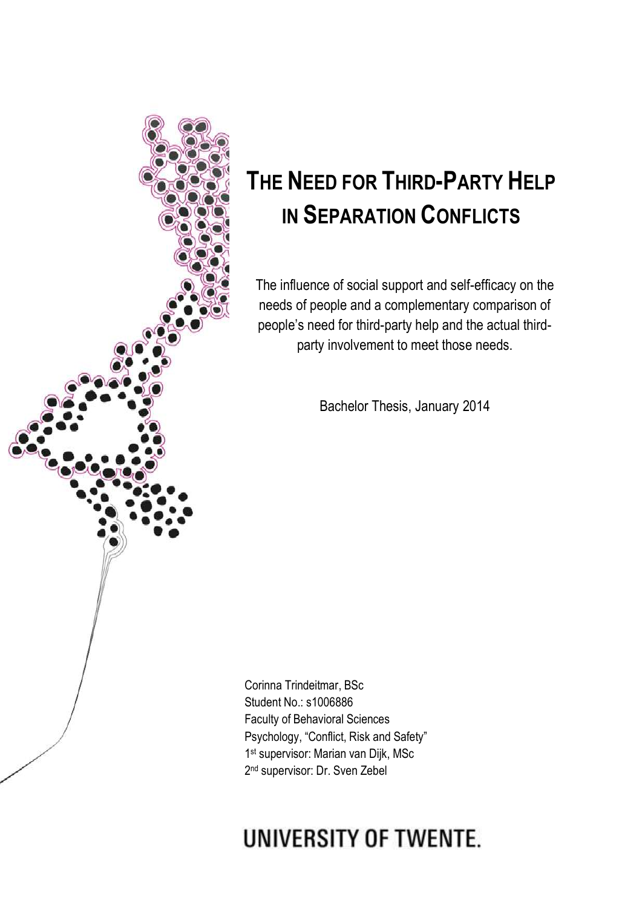# The Need for Third-Party Help in Separation Conflicts

The influence of social support and self-efficacy on the needs of people and a complementary comparison of people's need for third-party help and the actual third-party involvement to meet those needs.

Bachelor Thesis, January 2014

Corinna Trindeitmar, BSc
Student No.: s1006886
Faculty of Behavioral Sciences
Psychology, "Conflict, Risk and Safety"
1st supervisor: Marian van Dijk, MSc
2nd supervisor: Dr. Sven Zebel

UNIVERSITY OF TWENTE.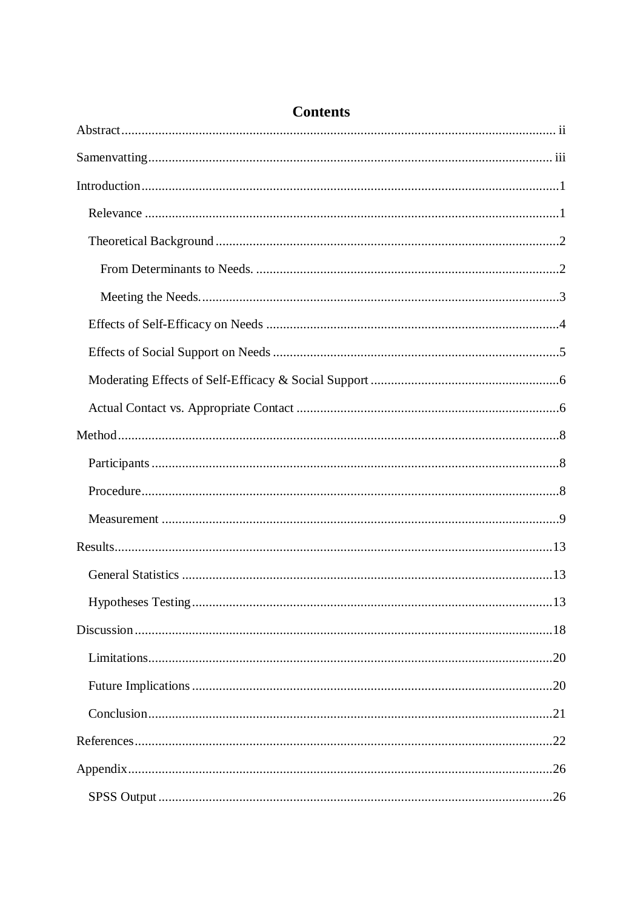# Contents

Abstract ........................................................................................................................... ii

Samenvatting .................................................................................................................. iii

Introduction ........................................................................................................................1

  Relevance ......................................................................................................................1

  Theoretical Background .................................................................................................2

    From Determinants to Needs. ...................................................................................2

    Meeting the Needs. ...................................................................................................3

  Effects of Self-Efficacy on Needs ...................................................................................4

  Effects of Social Support on Needs .................................................................................5

  Moderating Effects of Self-Efficacy & Social Support ....................................................6

  Actual Contact vs. Appropriate Contact ..........................................................................6

Method ...............................................................................................................................8

  Participants .....................................................................................................................8

  Procedure ........................................................................................................................8

  Measurement ..................................................................................................................9

Results ...............................................................................................................................13

  General Statistics ...........................................................................................................13

  Hypotheses Testing ........................................................................................................13

Discussion ..........................................................................................................................18

  Limitations .....................................................................................................................20

  Future Implications .........................................................................................................20

  Conclusion .....................................................................................................................21

References ..........................................................................................................................22

Appendix ............................................................................................................................26

  SPSS Output ...................................................................................................................26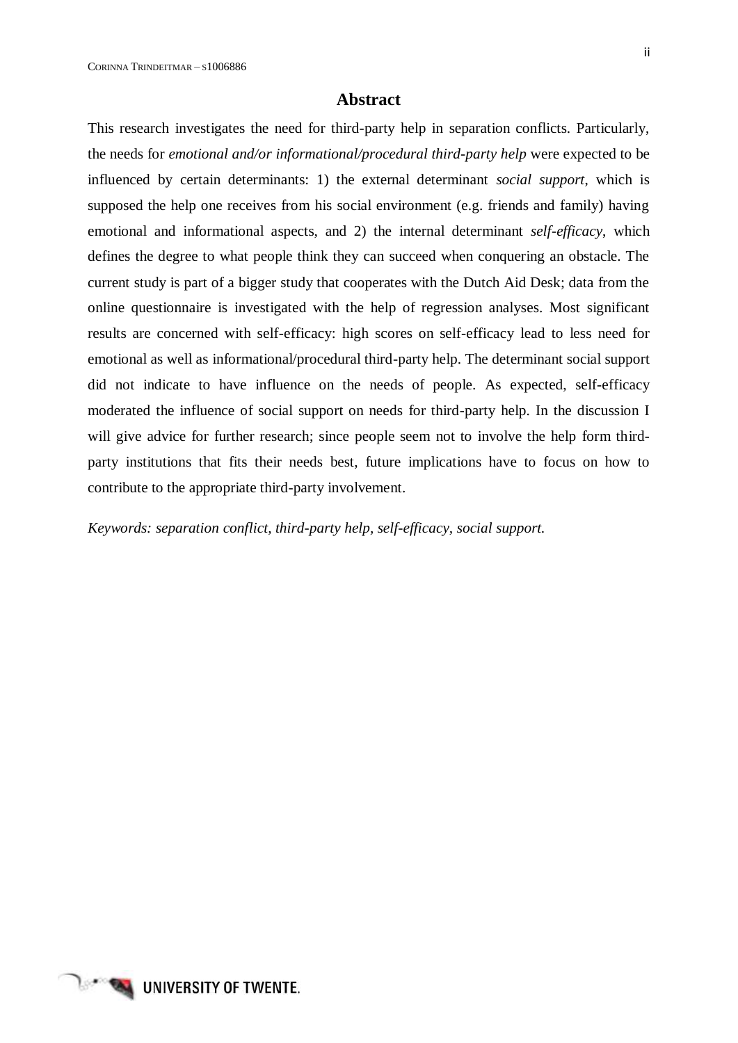# Abstract

This research investigates the need for third-party help in separation conflicts. Particularly, the needs for *emotional and/or informational/procedural third-party help* were expected to be influenced by certain determinants: 1) the external determinant *social support*, which is supposed the help one receives from his social environment (e.g. friends and family) having emotional and informational aspects, and 2) the internal determinant *self-efficacy*, which defines the degree to what people think they can succeed when conquering an obstacle. The current study is part of a bigger study that cooperates with the Dutch Aid Desk; data from the online questionnaire is investigated with the help of regression analyses. Most significant results are concerned with self-efficacy: high scores on self-efficacy lead to less need for emotional as well as informational/procedural third-party help. The determinant social support did not indicate to have influence on the needs of people. As expected, self-efficacy moderated the influence of social support on needs for third-party help. In the discussion I will give advice for further research; since people seem not to involve the help form third-party institutions that fits their needs best, future implications have to focus on how to contribute to the appropriate third-party involvement.

*Keywords: separation conflict, third-party help, self-efficacy, social support.*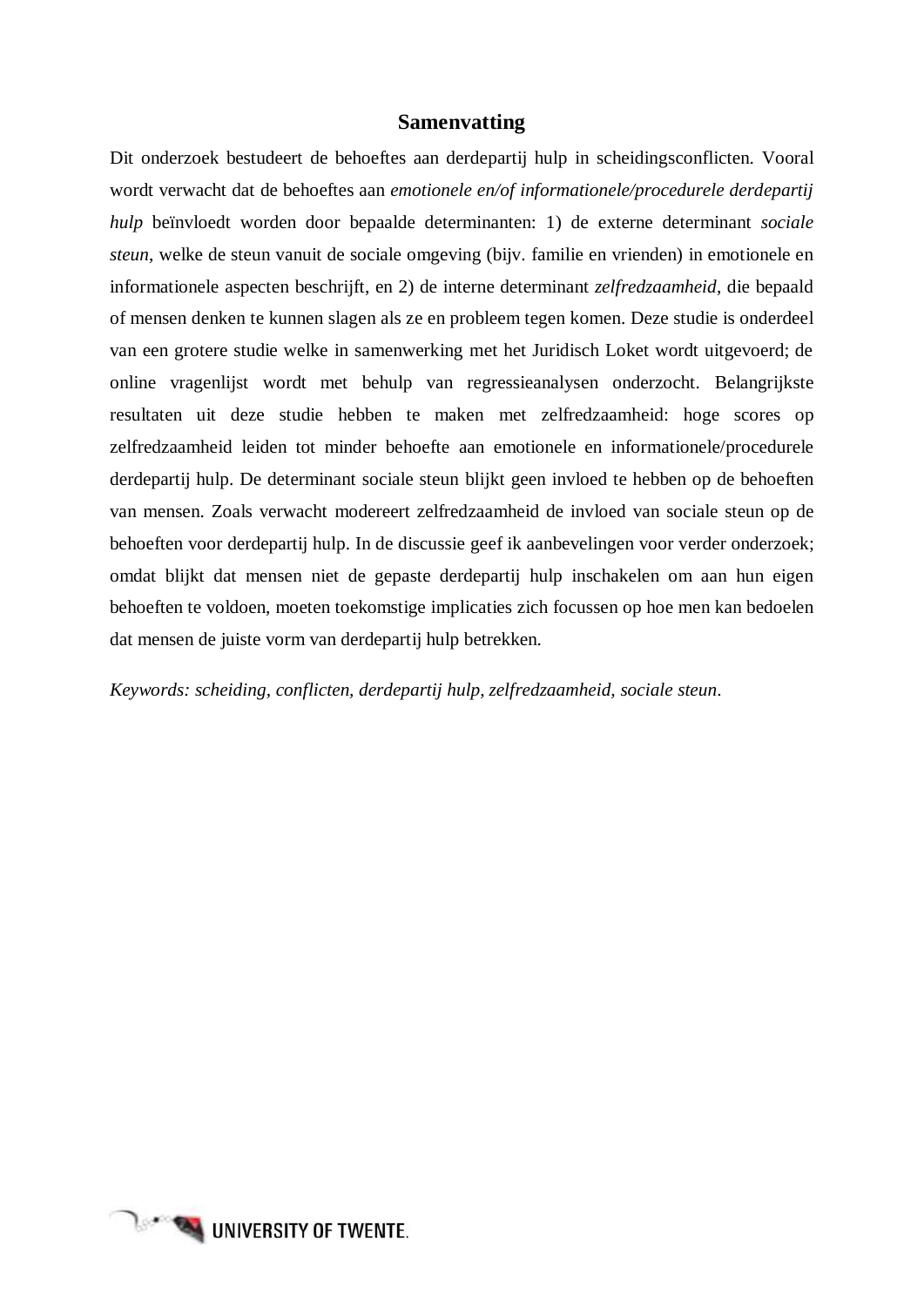# Samenvatting

Dit onderzoek bestudeert de behoeftes aan derdepartij hulp in scheidingsconflicten. Vooral wordt verwacht dat de behoeftes aan *emotionele en/of informationele/procedurele derdepartij hulp* beïnvloedt worden door bepaalde determinanten: 1) de externe determinant *sociale steun*, welke de steun vanuit de sociale omgeving (bijv. familie en vrienden) in emotionele en informationele aspecten beschrijft, en 2) de interne determinant *zelfredzaamheid*, die bepaald of mensen denken te kunnen slagen als ze en probleem tegen komen. Deze studie is onderdeel van een grotere studie welke in samenwerking met het Juridisch Loket wordt uitgevoerd; de online vragenlijst wordt met behulp van regressieanalysen onderzocht. Belangrijkste resultaten uit deze studie hebben te maken met zelfredzaamheid: hoge scores op zelfredzaamheid leiden tot minder behoefte aan emotionele en informationele/procedurele derdepartij hulp. De determinant sociale steun blijkt geen invloed te hebben op de behoeften van mensen. Zoals verwacht modereert zelfredzaamheid de invloed van sociale steun op de behoeften voor derdepartij hulp. In de discussie geef ik aanbevelingen voor verder onderzoek; omdat blijkt dat mensen niet de gepaste derdepartij hulp inschakelen om aan hun eigen behoeften te voldoen, moeten toekomstige implicaties zich focussen op hoe men kan bedoelen dat mensen de juiste vorm van derdepartij hulp betrekken.

*Keywords: scheiding, conflicten, derdepartij hulp, zelfredzaamheid, sociale steun*.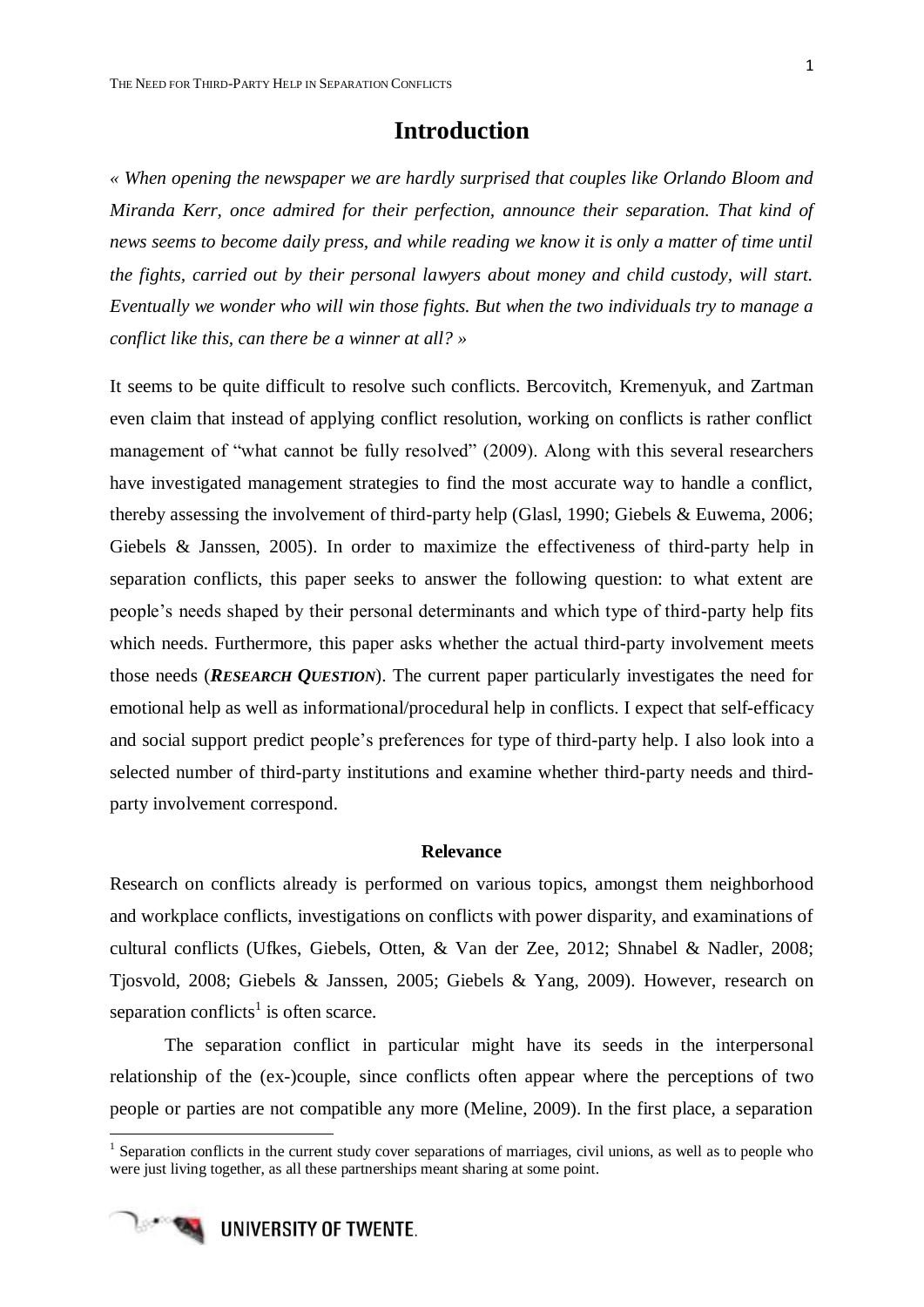# Introduction

*« When opening the newspaper we are hardly surprised that couples like Orlando Bloom and Miranda Kerr, once admired for their perfection, announce their separation. That kind of news seems to become daily press, and while reading we know it is only a matter of time until the fights, carried out by their personal lawyers about money and child custody, will start. Eventually we wonder who will win those fights. But when the two individuals try to manage a conflict like this, can there be a winner at all? »*

It seems to be quite difficult to resolve such conflicts. Bercovitch, Kremenyuk, and Zartman even claim that instead of applying conflict resolution, working on conflicts is rather conflict management of "what cannot be fully resolved" (2009). Along with this several researchers have investigated management strategies to find the most accurate way to handle a conflict, thereby assessing the involvement of third-party help (Glasl, 1990; Giebels & Euwema, 2006; Giebels & Janssen, 2005). In order to maximize the effectiveness of third-party help in separation conflicts, this paper seeks to answer the following question: to what extent are people's needs shaped by their personal determinants and which type of third-party help fits which needs. Furthermore, this paper asks whether the actual third-party involvement meets those needs (***RESEARCH QUESTION***). The current paper particularly investigates the need for emotional help as well as informational/procedural help in conflicts. I expect that self-efficacy and social support predict people's preferences for type of third-party help. I also look into a selected number of third-party institutions and examine whether third-party needs and third-party involvement correspond.

### Relevance

Research on conflicts already is performed on various topics, amongst them neighborhood and workplace conflicts, investigations on conflicts with power disparity, and examinations of cultural conflicts (Ufkes, Giebels, Otten, & Van der Zee, 2012; Shnabel & Nadler, 2008; Tjosvold, 2008; Giebels & Janssen, 2005; Giebels & Yang, 2009). However, research on separation conflicts[1] is often scarce.

The separation conflict in particular might have its seeds in the interpersonal relationship of the (ex-)couple, since conflicts often appear where the perceptions of two people or parties are not compatible any more (Meline, 2009). In the first place, a separation

[1] Separation conflicts in the current study cover separations of marriages, civil unions, as well as to people who were just living together, as all these partnerships meant sharing at some point.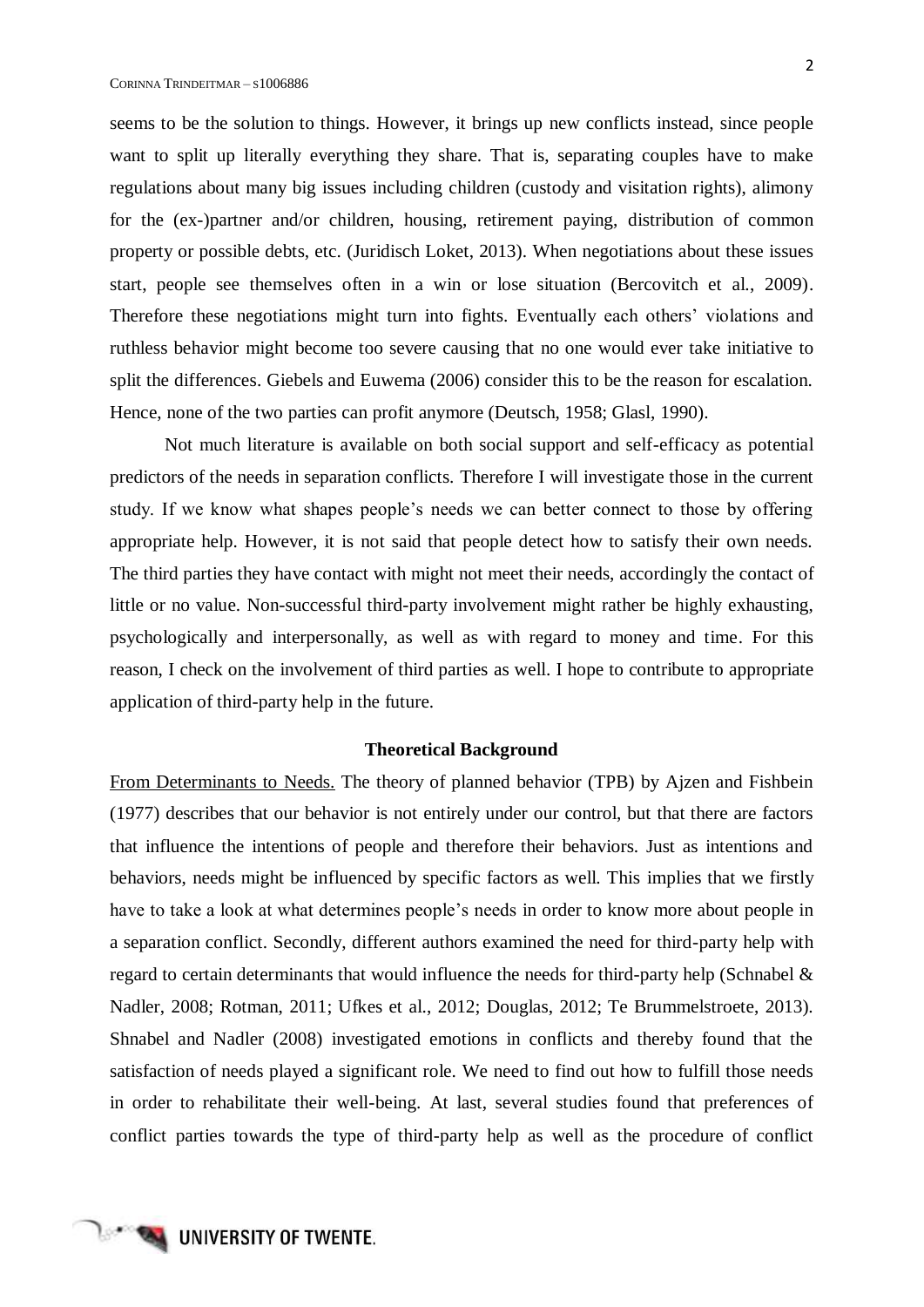seems to be the solution to things. However, it brings up new conflicts instead, since people want to split up literally everything they share. That is, separating couples have to make regulations about many big issues including children (custody and visitation rights), alimony for the (ex-)partner and/or children, housing, retirement paying, distribution of common property or possible debts, etc. (Juridisch Loket, 2013). When negotiations about these issues start, people see themselves often in a win or lose situation (Bercovitch et al., 2009). Therefore these negotiations might turn into fights. Eventually each others' violations and ruthless behavior might become too severe causing that no one would ever take initiative to split the differences. Giebels and Euwema (2006) consider this to be the reason for escalation. Hence, none of the two parties can profit anymore (Deutsch, 1958; Glasl, 1990).

Not much literature is available on both social support and self-efficacy as potential predictors of the needs in separation conflicts. Therefore I will investigate those in the current study. If we know what shapes people's needs we can better connect to those by offering appropriate help. However, it is not said that people detect how to satisfy their own needs. The third parties they have contact with might not meet their needs, accordingly the contact of little or no value. Non-successful third-party involvement might rather be highly exhausting, psychologically and interpersonally, as well as with regard to money and time. For this reason, I check on the involvement of third parties as well. I hope to contribute to appropriate application of third-party help in the future.

## Theoretical Background

From Determinants to Needs. The theory of planned behavior (TPB) by Ajzen and Fishbein (1977) describes that our behavior is not entirely under our control, but that there are factors that influence the intentions of people and therefore their behaviors. Just as intentions and behaviors, needs might be influenced by specific factors as well. This implies that we firstly have to take a look at what determines people's needs in order to know more about people in a separation conflict. Secondly, different authors examined the need for third-party help with regard to certain determinants that would influence the needs for third-party help (Schnabel & Nadler, 2008; Rotman, 2011; Ufkes et al., 2012; Douglas, 2012; Te Brummelstroete, 2013). Shnabel and Nadler (2008) investigated emotions in conflicts and thereby found that the satisfaction of needs played a significant role. We need to find out how to fulfill those needs in order to rehabilitate their well-being. At last, several studies found that preferences of conflict parties towards the type of third-party help as well as the procedure of conflict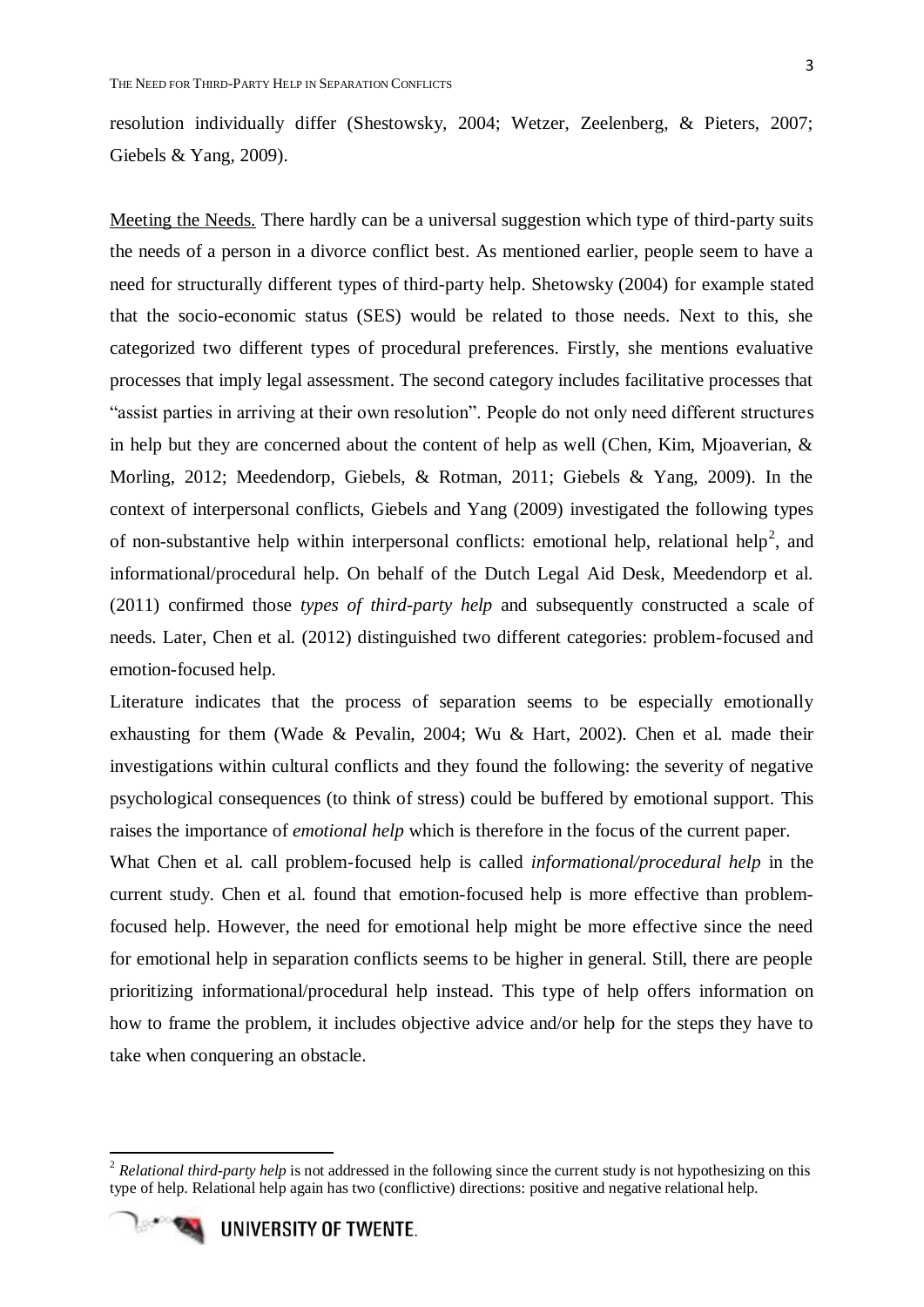resolution individually differ (Shestowsky, 2004; Wetzer, Zeelenberg, & Pieters, 2007; Giebels & Yang, 2009).

<u>Meeting the Needs.</u> There hardly can be a universal suggestion which type of third-party suits the needs of a person in a divorce conflict best. As mentioned earlier, people seem to have a need for structurally different types of third-party help. Shetowsky (2004) for example stated that the socio-economic status (SES) would be related to those needs. Next to this, she categorized two different types of procedural preferences. Firstly, she mentions evaluative processes that imply legal assessment. The second category includes facilitative processes that "assist parties in arriving at their own resolution". People do not only need different structures in help but they are concerned about the content of help as well (Chen, Kim, Mjoaverian, & Morling, 2012; Meedendorp, Giebels, & Rotman, 2011; Giebels & Yang, 2009). In the context of interpersonal conflicts, Giebels and Yang (2009) investigated the following types of non-substantive help within interpersonal conflicts: emotional help, relational help[2], and informational/procedural help. On behalf of the Dutch Legal Aid Desk, Meedendorp et al. (2011) confirmed those *types of third-party help* and subsequently constructed a scale of needs. Later, Chen et al. (2012) distinguished two different categories: problem-focused and emotion-focused help.

Literature indicates that the process of separation seems to be especially emotionally exhausting for them (Wade & Pevalin, 2004; Wu & Hart, 2002). Chen et al. made their investigations within cultural conflicts and they found the following: the severity of negative psychological consequences (to think of stress) could be buffered by emotional support. This raises the importance of *emotional help* which is therefore in the focus of the current paper.

What Chen et al. call problem-focused help is called *informational/procedural help* in the current study. Chen et al. found that emotion-focused help is more effective than problem-focused help. However, the need for emotional help might be more effective since the need for emotional help in separation conflicts seems to be higher in general. Still, there are people prioritizing informational/procedural help instead. This type of help offers information on how to frame the problem, it includes objective advice and/or help for the steps they have to take when conquering an obstacle.

[2] *Relational third-party help* is not addressed in the following since the current study is not hypothesizing on this type of help. Relational help again has two (conflictive) directions: positive and negative relational help.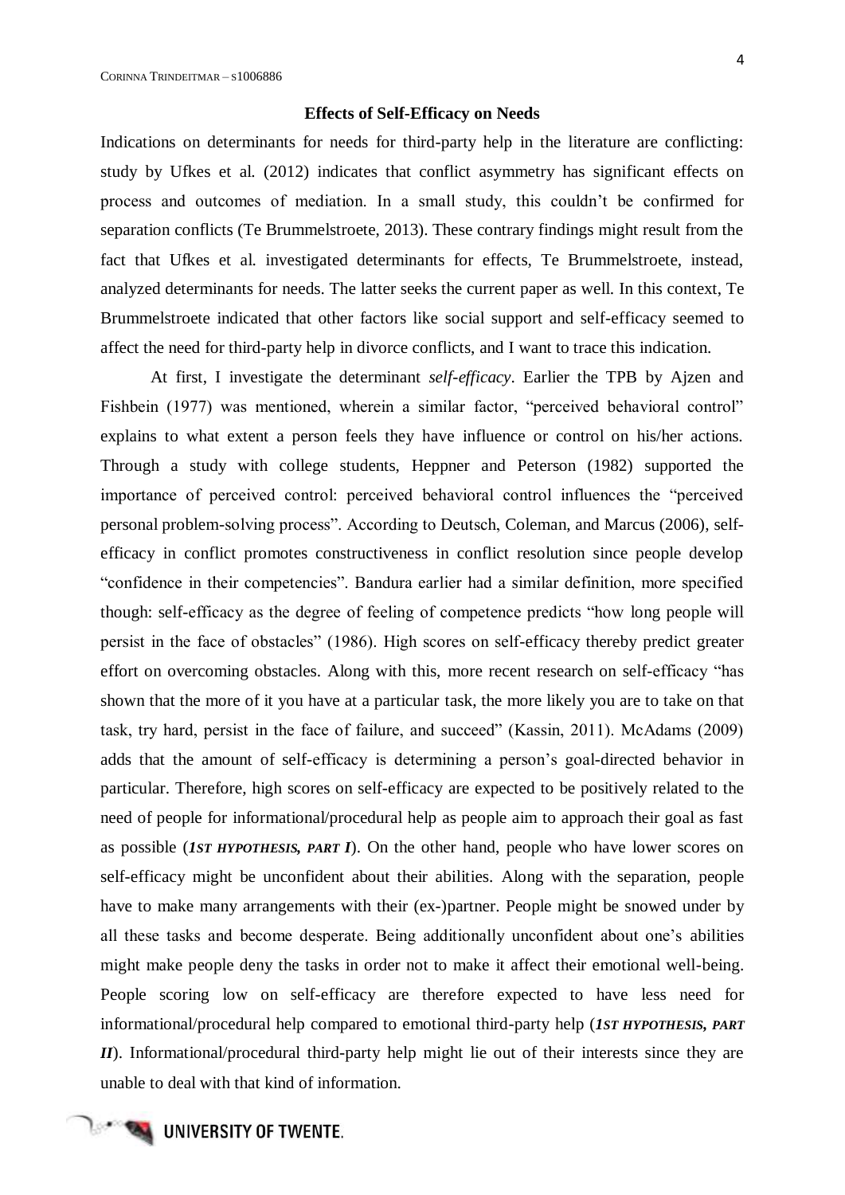**Effects of Self-Efficacy on Needs**

Indications on determinants for needs for third-party help in the literature are conflicting: study by Ufkes et al. (2012) indicates that conflict asymmetry has significant effects on process and outcomes of mediation. In a small study, this couldn't be confirmed for separation conflicts (Te Brummelstroete, 2013). These contrary findings might result from the fact that Ufkes et al. investigated determinants for effects, Te Brummelstroete, instead, analyzed determinants for needs. The latter seeks the current paper as well. In this context, Te Brummelstroete indicated that other factors like social support and self-efficacy seemed to affect the need for third-party help in divorce conflicts, and I want to trace this indication.

At first, I investigate the determinant *self-efficacy*. Earlier the TPB by Ajzen and Fishbein (1977) was mentioned, wherein a similar factor, "perceived behavioral control" explains to what extent a person feels they have influence or control on his/her actions. Through a study with college students, Heppner and Peterson (1982) supported the importance of perceived control: perceived behavioral control influences the "perceived personal problem-solving process". According to Deutsch, Coleman, and Marcus (2006), self-efficacy in conflict promotes constructiveness in conflict resolution since people develop "confidence in their competencies". Bandura earlier had a similar definition, more specified though: self-efficacy as the degree of feeling of competence predicts "how long people will persist in the face of obstacles" (1986). High scores on self-efficacy thereby predict greater effort on overcoming obstacles. Along with this, more recent research on self-efficacy "has shown that the more of it you have at a particular task, the more likely you are to take on that task, try hard, persist in the face of failure, and succeed" (Kassin, 2011). McAdams (2009) adds that the amount of self-efficacy is determining a person's goal-directed behavior in particular. Therefore, high scores on self-efficacy are expected to be positively related to the need of people for informational/procedural help as people aim to approach their goal as fast as possible (***1ST HYPOTHESIS, PART I***). On the other hand, people who have lower scores on self-efficacy might be unconfident about their abilities. Along with the separation, people have to make many arrangements with their (ex-)partner. People might be snowed under by all these tasks and become desperate. Being additionally unconfident about one's abilities might make people deny the tasks in order not to make it affect their emotional well-being. People scoring low on self-efficacy are therefore expected to have less need for informational/procedural help compared to emotional third-party help (***1ST HYPOTHESIS, PART II***). Informational/procedural third-party help might lie out of their interests since they are unable to deal with that kind of information.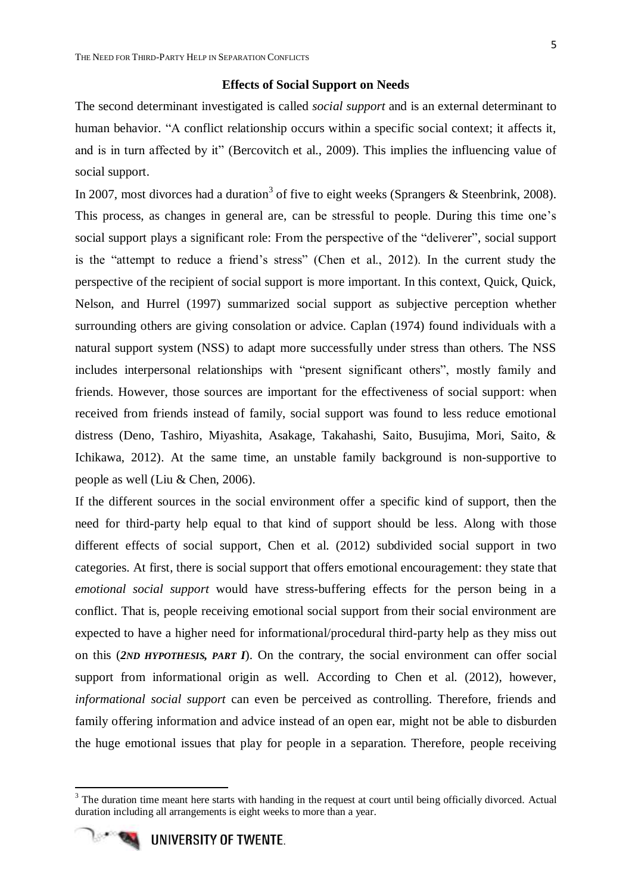## Effects of Social Support on Needs

The second determinant investigated is called *social support* and is an external determinant to human behavior. "A conflict relationship occurs within a specific social context; it affects it, and is in turn affected by it" (Bercovitch et al., 2009). This implies the influencing value of social support.

In 2007, most divorces had a duration[3] of five to eight weeks (Sprangers & Steenbrink, 2008). This process, as changes in general are, can be stressful to people. During this time one's social support plays a significant role: From the perspective of the "deliverer", social support is the "attempt to reduce a friend's stress" (Chen et al., 2012). In the current study the perspective of the recipient of social support is more important. In this context, Quick, Quick, Nelson, and Hurrel (1997) summarized social support as subjective perception whether surrounding others are giving consolation or advice. Caplan (1974) found individuals with a natural support system (NSS) to adapt more successfully under stress than others. The NSS includes interpersonal relationships with "present significant others", mostly family and friends. However, those sources are important for the effectiveness of social support: when received from friends instead of family, social support was found to less reduce emotional distress (Deno, Tashiro, Miyashita, Asakage, Takahashi, Saito, Busujima, Mori, Saito, & Ichikawa, 2012). At the same time, an unstable family background is non-supportive to people as well (Liu & Chen, 2006).

If the different sources in the social environment offer a specific kind of support, then the need for third-party help equal to that kind of support should be less. Along with those different effects of social support, Chen et al. (2012) subdivided social support in two categories. At first, there is social support that offers emotional encouragement: they state that *emotional social support* would have stress-buffering effects for the person being in a conflict. That is, people receiving emotional social support from their social environment are expected to have a higher need for informational/procedural third-party help as they miss out on this (***2ND HYPOTHESIS, PART I***). On the contrary, the social environment can offer social support from informational origin as well. According to Chen et al. (2012), however, *informational social support* can even be perceived as controlling. Therefore, friends and family offering information and advice instead of an open ear, might not be able to disburden the huge emotional issues that play for people in a separation. Therefore, people receiving

[3] The duration time meant here starts with handing in the request at court until being officially divorced. Actual duration including all arrangements is eight weeks to more than a year.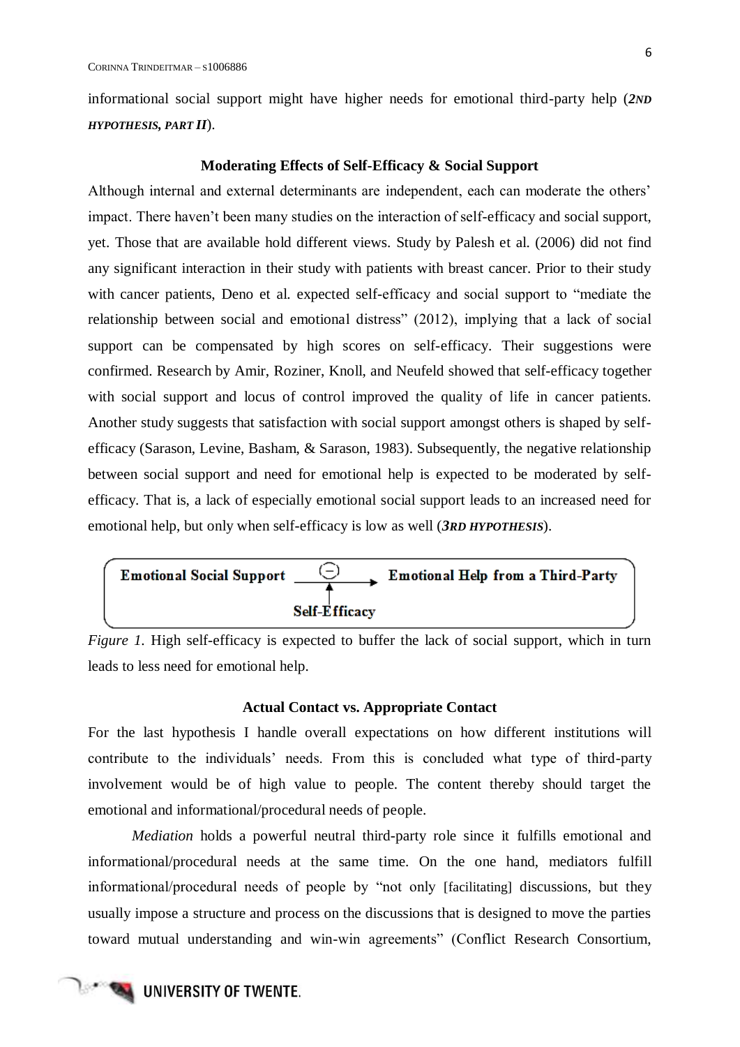informational social support might have higher needs for emotional third-party help (***2ND HYPOTHESIS, PART II***).

### Moderating Effects of Self-Efficacy & Social Support

Although internal and external determinants are independent, each can moderate the others' impact. There haven't been many studies on the interaction of self-efficacy and social support, yet. Those that are available hold different views. Study by Palesh et al. (2006) did not find any significant interaction in their study with patients with breast cancer. Prior to their study with cancer patients, Deno et al. expected self-efficacy and social support to "mediate the relationship between social and emotional distress" (2012), implying that a lack of social support can be compensated by high scores on self-efficacy. Their suggestions were confirmed. Research by Amir, Roziner, Knoll, and Neufeld showed that self-efficacy together with social support and locus of control improved the quality of life in cancer patients. Another study suggests that satisfaction with social support amongst others is shaped by self-efficacy (Sarason, Levine, Basham, & Sarason, 1983). Subsequently, the negative relationship between social support and need for emotional help is expected to be moderated by self-efficacy. That is, a lack of especially emotional social support leads to an increased need for emotional help, but only when self-efficacy is low as well (***3RD HYPOTHESIS***).

**Emotional Social Support** —(−)→ **Emotional Help from a Third-Party**
↑
**Self-Efficacy**

*Figure 1.* High self-efficacy is expected to buffer the lack of social support, which in turn leads to less need for emotional help.

### Actual Contact vs. Appropriate Contact

For the last hypothesis I handle overall expectations on how different institutions will contribute to the individuals' needs. From this is concluded what type of third-party involvement would be of high value to people. The content thereby should target the emotional and informational/procedural needs of people.

*Mediation* holds a powerful neutral third-party role since it fulfills emotional and informational/procedural needs at the same time. On the one hand, mediators fulfill informational/procedural needs of people by "not only [facilitating] discussions, but they usually impose a structure and process on the discussions that is designed to move the parties toward mutual understanding and win-win agreements" (Conflict Research Consortium,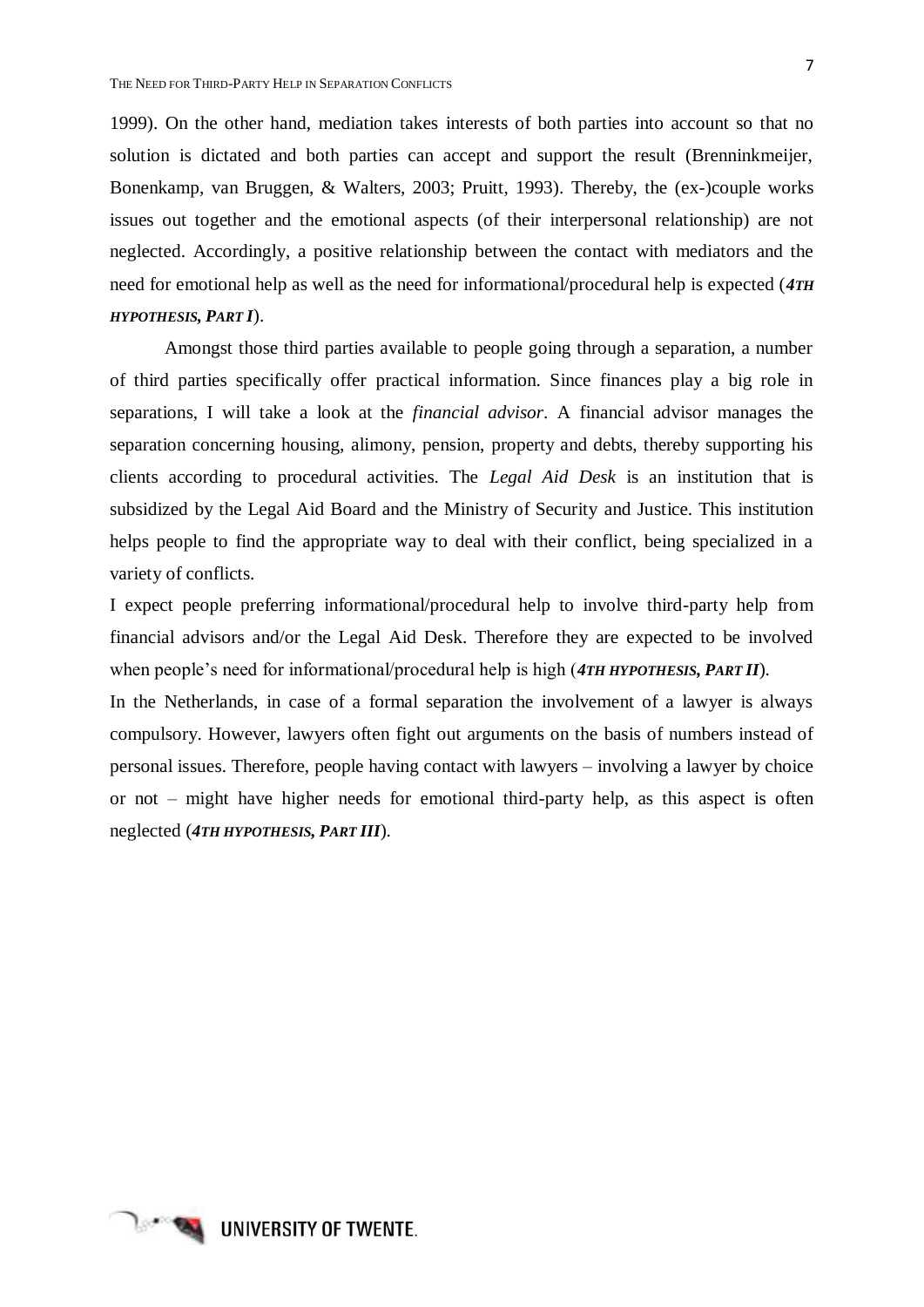1999). On the other hand, mediation takes interests of both parties into account so that no solution is dictated and both parties can accept and support the result (Brenninkmeijer, Bonenkamp, van Bruggen, & Walters, 2003; Pruitt, 1993). Thereby, the (ex-)couple works issues out together and the emotional aspects (of their interpersonal relationship) are not neglected. Accordingly, a positive relationship between the contact with mediators and the need for emotional help as well as the need for informational/procedural help is expected (***4TH HYPOTHESIS, PART I***).

Amongst those third parties available to people going through a separation, a number of third parties specifically offer practical information. Since finances play a big role in separations, I will take a look at the *financial advisor*. A financial advisor manages the separation concerning housing, alimony, pension, property and debts, thereby supporting his clients according to procedural activities. The *Legal Aid Desk* is an institution that is subsidized by the Legal Aid Board and the Ministry of Security and Justice. This institution helps people to find the appropriate way to deal with their conflict, being specialized in a variety of conflicts.

I expect people preferring informational/procedural help to involve third-party help from financial advisors and/or the Legal Aid Desk. Therefore they are expected to be involved when people's need for informational/procedural help is high (***4TH HYPOTHESIS, PART II***).

In the Netherlands, in case of a formal separation the involvement of a lawyer is always compulsory. However, lawyers often fight out arguments on the basis of numbers instead of personal issues. Therefore, people having contact with lawyers – involving a lawyer by choice or not – might have higher needs for emotional third-party help, as this aspect is often neglected (***4TH HYPOTHESIS, PART III***).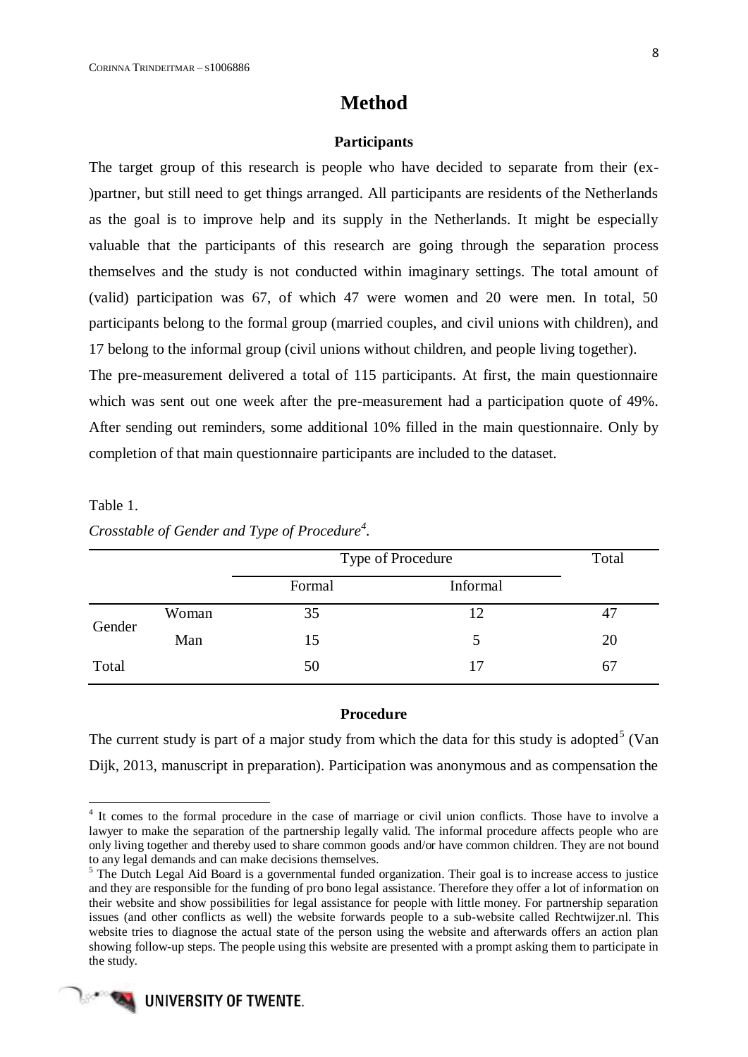# Method

### Participants

The target group of this research is people who have decided to separate from their (ex-)partner, but still need to get things arranged. All participants are residents of the Netherlands as the goal is to improve help and its supply in the Netherlands. It might be especially valuable that the participants of this research are going through the separation process themselves and the study is not conducted within imaginary settings. The total amount of (valid) participation was 67, of which 47 were women and 20 were men. In total, 50 participants belong to the formal group (married couples, and civil unions with children), and 17 belong to the informal group (civil unions without children, and people living together).

The pre-measurement delivered a total of 115 participants. At first, the main questionnaire which was sent out one week after the pre-measurement had a participation quote of 49%. After sending out reminders, some additional 10% filled in the main questionnaire. Only by completion of that main questionnaire participants are included to the dataset.

Table 1.

*Crosstable of Gender and Type of Procedure[4].*

| | | Type of Procedure | | Total |
|---|---|---|---|---|
| | | Formal | Informal | |
| Gender | Woman | 35 | 12 | 47 |
| | Man | 15 | 5 | 20 |
| Total | | 50 | 17 | 67 |

### Procedure

The current study is part of a major study from which the data for this study is adopted[5] (Van Dijk, 2013, manuscript in preparation). Participation was anonymous and as compensation the

[4] It comes to the formal procedure in the case of marriage or civil union conflicts. Those have to involve a lawyer to make the separation of the partnership legally valid. The informal procedure affects people who are only living together and thereby used to share common goods and/or have common children. They are not bound to any legal demands and can make decisions themselves.

[5] The Dutch Legal Aid Board is a governmental funded organization. Their goal is to increase access to justice and they are responsible for the funding of pro bono legal assistance. Therefore they offer a lot of information on their website and show possibilities for legal assistance for people with little money. For partnership separation issues (and other conflicts as well) the website forwards people to a sub-website called Rechtwijzer.nl. This website tries to diagnose the actual state of the person using the website and afterwards offers an action plan showing follow-up steps. The people using this website are presented with a prompt asking them to participate in the study.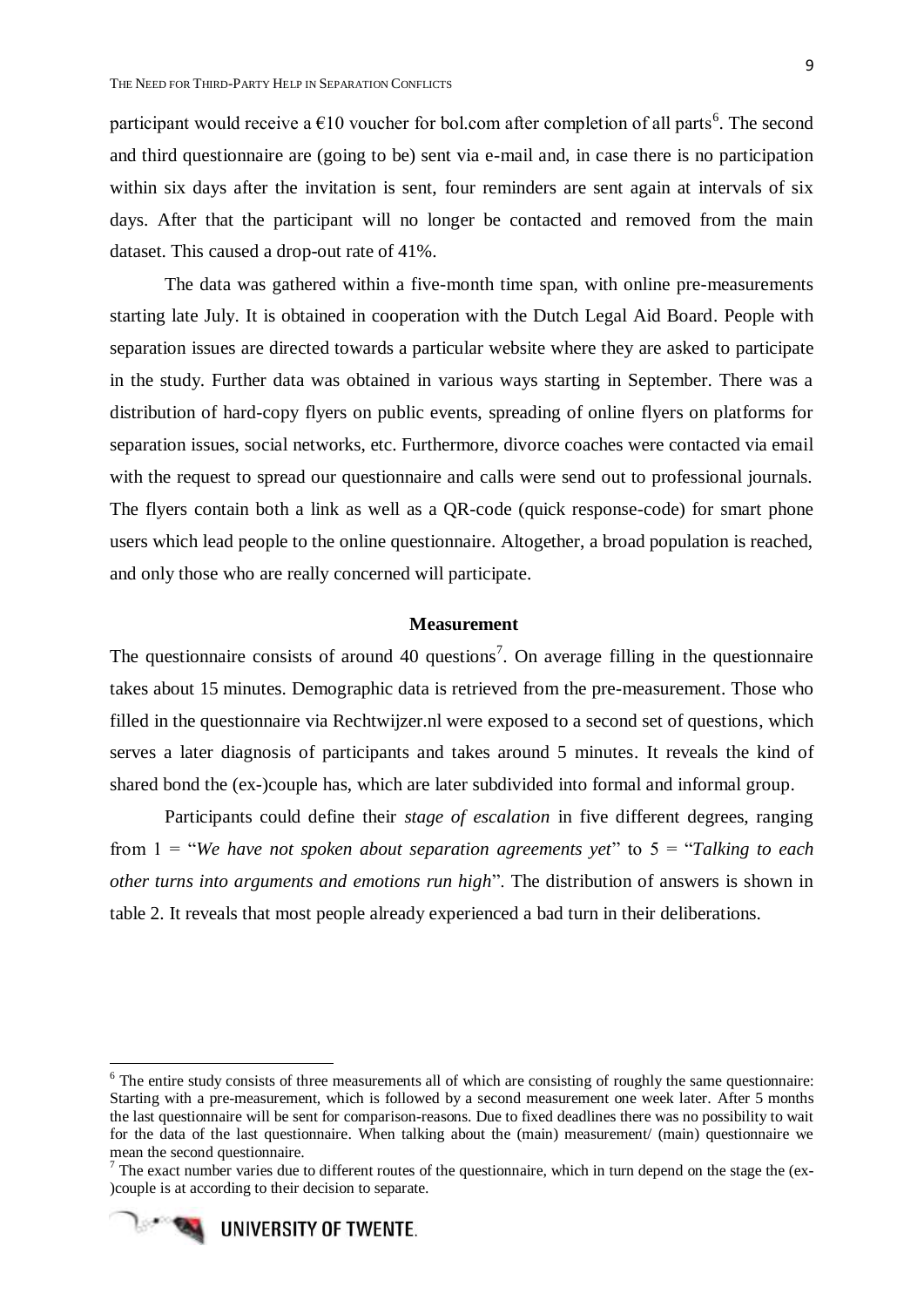participant would receive a €10 voucher for bol.com after completion of all parts[6]. The second and third questionnaire are (going to be) sent via e-mail and, in case there is no participation within six days after the invitation is sent, four reminders are sent again at intervals of six days. After that the participant will no longer be contacted and removed from the main dataset. This caused a drop-out rate of 41%.

The data was gathered within a five-month time span, with online pre-measurements starting late July. It is obtained in cooperation with the Dutch Legal Aid Board. People with separation issues are directed towards a particular website where they are asked to participate in the study. Further data was obtained in various ways starting in September. There was a distribution of hard-copy flyers on public events, spreading of online flyers on platforms for separation issues, social networks, etc. Furthermore, divorce coaches were contacted via email with the request to spread our questionnaire and calls were send out to professional journals. The flyers contain both a link as well as a QR-code (quick response-code) for smart phone users which lead people to the online questionnaire. Altogether, a broad population is reached, and only those who are really concerned will participate.

## Measurement

The questionnaire consists of around 40 questions[7]. On average filling in the questionnaire takes about 15 minutes. Demographic data is retrieved from the pre-measurement. Those who filled in the questionnaire via Rechtwijzer.nl were exposed to a second set of questions, which serves a later diagnosis of participants and takes around 5 minutes. It reveals the kind of shared bond the (ex-)couple has, which are later subdivided into formal and informal group.

Participants could define their *stage of escalation* in five different degrees, ranging from 1 = "*We have not spoken about separation agreements yet*" to 5 = "*Talking to each other turns into arguments and emotions run high*". The distribution of answers is shown in table 2. It reveals that most people already experienced a bad turn in their deliberations.

---

[6] The entire study consists of three measurements all of which are consisting of roughly the same questionnaire: Starting with a pre-measurement, which is followed by a second measurement one week later. After 5 months the last questionnaire will be sent for comparison-reasons. Due to fixed deadlines there was no possibility to wait for the data of the last questionnaire. When talking about the (main) measurement/ (main) questionnaire we mean the second questionnaire.

[7] The exact number varies due to different routes of the questionnaire, which in turn depend on the stage the (ex-)couple is at according to their decision to separate.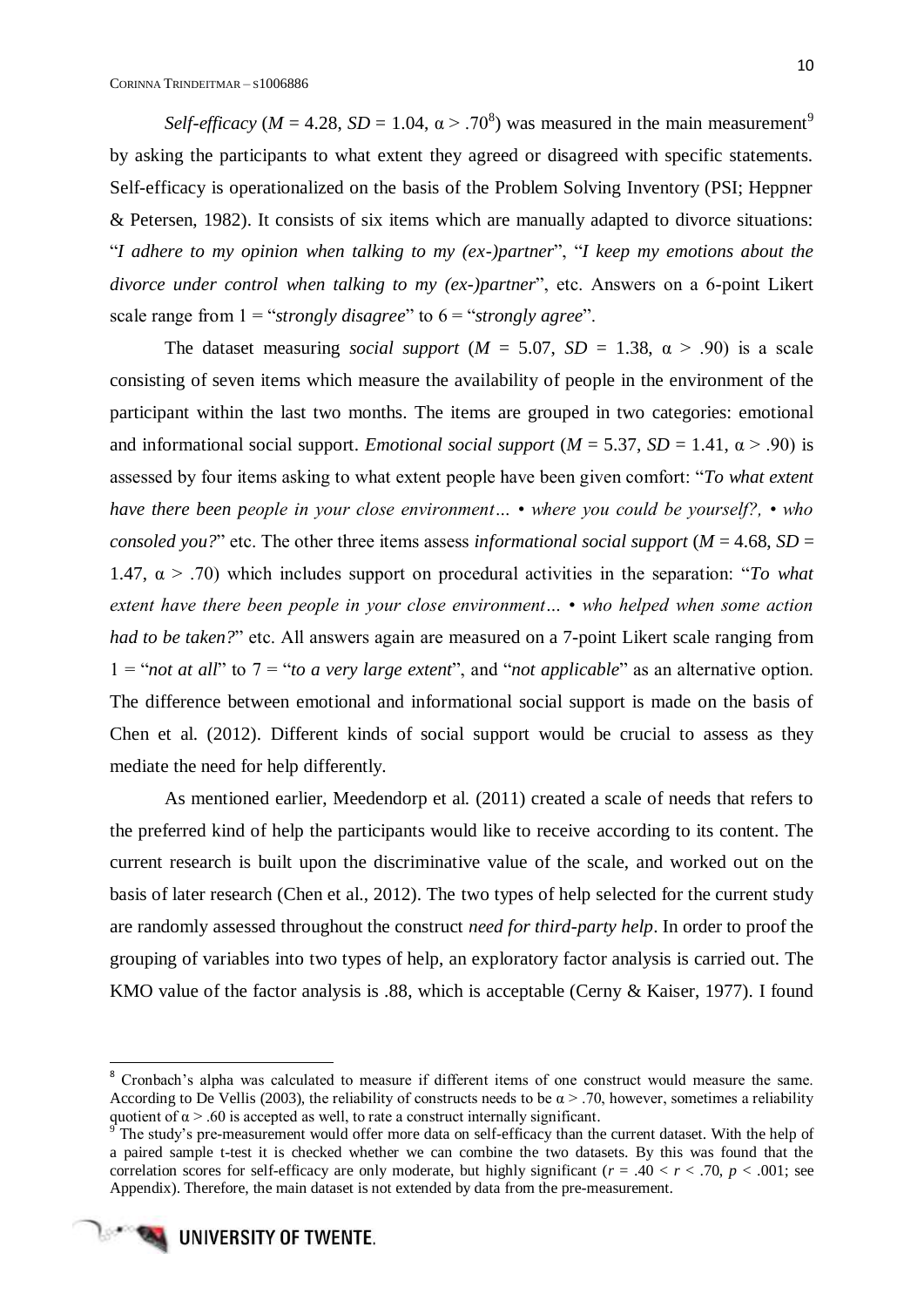*Self-efficacy* ($M$ = 4.28, $SD$ = 1.04, $\alpha > .70$[8]) was measured in the main measurement[9] by asking the participants to what extent they agreed or disagreed with specific statements. Self-efficacy is operationalized on the basis of the Problem Solving Inventory (PSI; Heppner & Petersen, 1982). It consists of six items which are manually adapted to divorce situations: "*I adhere to my opinion when talking to my (ex-)partner*", "*I keep my emotions about the divorce under control when talking to my (ex-)partner*", etc. Answers on a 6-point Likert scale range from 1 = "*strongly disagree*" to 6 = "*strongly agree*".

The dataset measuring *social support* ($M$ = 5.07, $SD$ = 1.38, $\alpha > .90$) is a scale consisting of seven items which measure the availability of people in the environment of the participant within the last two months. The items are grouped in two categories: emotional and informational social support. *Emotional social support* ($M$ = 5.37, $SD$ = 1.41, $\alpha > .90$) is assessed by four items asking to what extent people have been given comfort: "*To what extent have there been people in your close environment… • where you could be yourself?, • who consoled you?*" etc. The other three items assess *informational social support* ($M$ = 4.68, $SD$ = 1.47, $\alpha > .70$) which includes support on procedural activities in the separation: "*To what extent have there been people in your close environment… • who helped when some action had to be taken?*" etc. All answers again are measured on a 7-point Likert scale ranging from 1 = "*not at all*" to 7 = "*to a very large extent*", and "*not applicable*" as an alternative option. The difference between emotional and informational social support is made on the basis of Chen et al. (2012). Different kinds of social support would be crucial to assess as they mediate the need for help differently.

As mentioned earlier, Meedendorp et al. (2011) created a scale of needs that refers to the preferred kind of help the participants would like to receive according to its content. The current research is built upon the discriminative value of the scale, and worked out on the basis of later research (Chen et al., 2012). The two types of help selected for the current study are randomly assessed throughout the construct *need for third-party help*. In order to proof the grouping of variables into two types of help, an exploratory factor analysis is carried out. The KMO value of the factor analysis is .88, which is acceptable (Cerny & Kaiser, 1977). I found

---

[8] Cronbach's alpha was calculated to measure if different items of one construct would measure the same. According to De Vellis (2003), the reliability of constructs needs to be $\alpha > .70$, however, sometimes a reliability quotient of $\alpha > .60$ is accepted as well, to rate a construct internally significant.

[9] The study's pre-measurement would offer more data on self-efficacy than the current dataset. With the help of a paired sample t-test it is checked whether we can combine the two datasets. By this was found that the correlation scores for self-efficacy are only moderate, but highly significant ($r = .40 < r < .70$, $p < .001$; see Appendix). Therefore, the main dataset is not extended by data from the pre-measurement.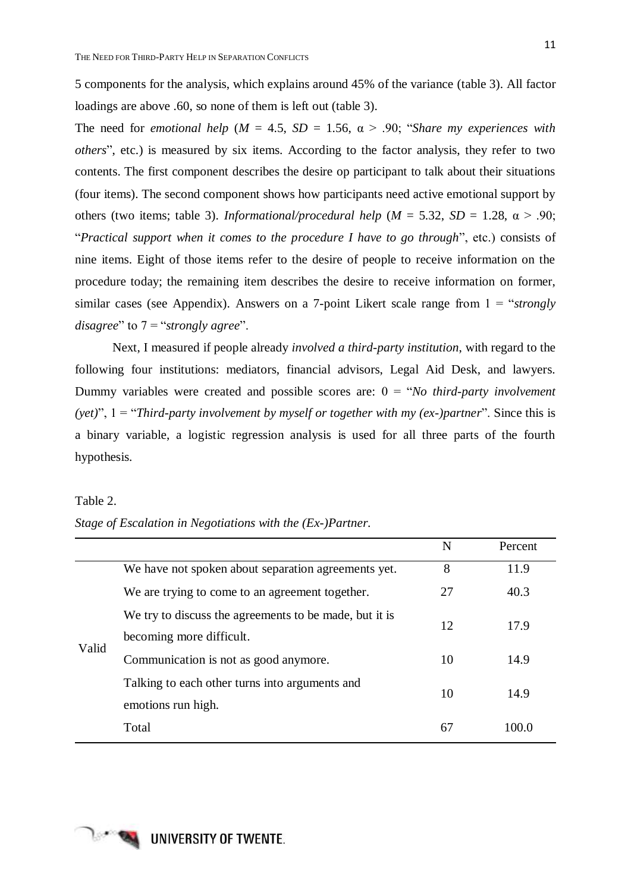5 components for the analysis, which explains around 45% of the variance (table 3). All factor loadings are above .60, so none of them is left out (table 3).

The need for *emotional help* ($M$ = 4.5, $SD$ = 1.56, $\alpha$ > .90; "*Share my experiences with others*", etc.) is measured by six items. According to the factor analysis, they refer to two contents. The first component describes the desire op participant to talk about their situations (four items). The second component shows how participants need active emotional support by others (two items; table 3). *Informational/procedural help* ($M$ = 5.32, $SD$ = 1.28, $\alpha$ > .90; "*Practical support when it comes to the procedure I have to go through*", etc.) consists of nine items. Eight of those items refer to the desire of people to receive information on the procedure today; the remaining item describes the desire to receive information on former, similar cases (see Appendix). Answers on a 7-point Likert scale range from 1 = "*strongly disagree*" to 7 = "*strongly agree*".

Next, I measured if people already *involved a third-party institution*, with regard to the following four institutions: mediators, financial advisors, Legal Aid Desk, and lawyers. Dummy variables were created and possible scores are: 0 = "*No third-party involvement (yet)*", 1 = "*Third-party involvement by myself or together with my (ex-)partner*". Since this is a binary variable, a logistic regression analysis is used for all three parts of the fourth hypothesis.

Table 2.

*Stage of Escalation in Negotiations with the (Ex-)Partner.*

| | | N | Percent |
|---|---|---|---|
| Valid | We have not spoken about separation agreements yet. | 8 | 11.9 |
| | We are trying to come to an agreement together. | 27 | 40.3 |
| | We try to discuss the agreements to be made, but it is becoming more difficult. | 12 | 17.9 |
| | Communication is not as good anymore. | 10 | 14.9 |
| | Talking to each other turns into arguments and emotions run high. | 10 | 14.9 |
| | Total | 67 | 100.0 |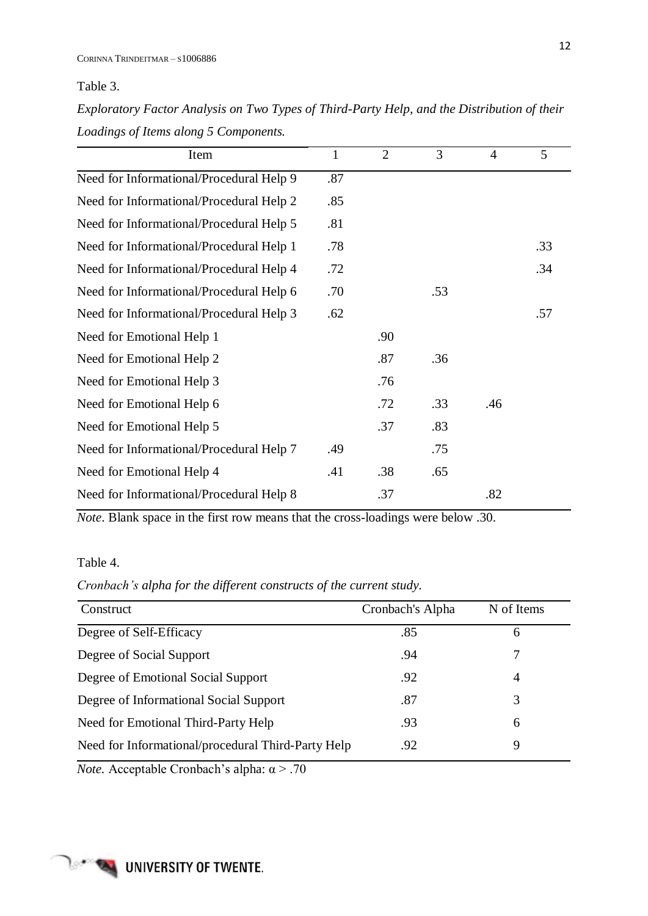Table 3.

*Exploratory Factor Analysis on Two Types of Third-Party Help, and the Distribution of their Loadings of Items along 5 Components.*

| Item | 1 | 2 | 3 | 4 | 5 |
|---|---|---|---|---|---|
| Need for Informational/Procedural Help 9 | .87 | | | | |
| Need for Informational/Procedural Help 2 | .85 | | | | |
| Need for Informational/Procedural Help 5 | .81 | | | | |
| Need for Informational/Procedural Help 1 | .78 | | | | .33 |
| Need for Informational/Procedural Help 4 | .72 | | | | .34 |
| Need for Informational/Procedural Help 6 | .70 | | .53 | | |
| Need for Informational/Procedural Help 3 | .62 | | | | .57 |
| Need for Emotional Help 1 | | .90 | | | |
| Need for Emotional Help 2 | | .87 | .36 | | |
| Need for Emotional Help 3 | | .76 | | | |
| Need for Emotional Help 6 | | .72 | .33 | .46 | |
| Need for Emotional Help 5 | | .37 | .83 | | |
| Need for Informational/Procedural Help 7 | .49 | | .75 | | |
| Need for Emotional Help 4 | .41 | .38 | .65 | | |
| Need for Informational/Procedural Help 8 | | .37 | | .82 | |

*Note*. Blank space in the first row means that the cross-loadings were below .30.

Table 4.

*Cronbach's alpha for the different constructs of the current study.*

| Construct | Cronbach's Alpha | N of Items |
|---|---|---|
| Degree of Self-Efficacy | .85 | 6 |
| Degree of Social Support | .94 | 7 |
| Degree of Emotional Social Support | .92 | 4 |
| Degree of Informational Social Support | .87 | 3 |
| Need for Emotional Third-Party Help | .93 | 6 |
| Need for Informational/procedural Third-Party Help | .92 | 9 |

*Note.* Acceptable Cronbach's alpha: $\alpha > .70$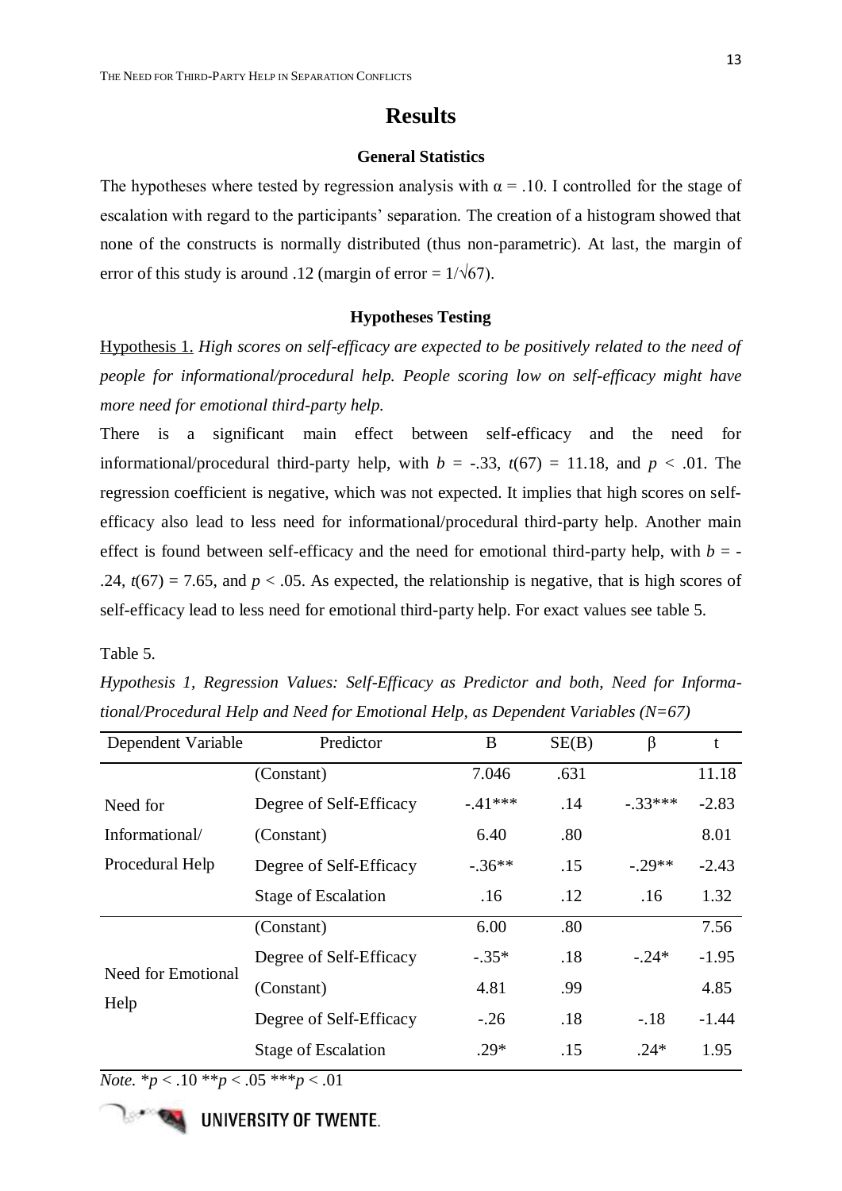# Results

## General Statistics

The hypotheses where tested by regression analysis with $\alpha = .10$. I controlled for the stage of escalation with regard to the participants' separation. The creation of a histogram showed that none of the constructs is normally distributed (thus non-parametric). At last, the margin of error of this study is around .12 (margin of error = $1/\sqrt{67}$).

## Hypotheses Testing

<u>Hypothesis 1.</u> *High scores on self-efficacy are expected to be positively related to the need of people for informational/procedural help. People scoring low on self-efficacy might have more need for emotional third-party help.*

There is a significant main effect between self-efficacy and the need for informational/procedural third-party help, with $b = -.33$, $t(67) = 11.18$, and $p < .01$. The regression coefficient is negative, which was not expected. It implies that high scores on self-efficacy also lead to less need for informational/procedural third-party help. Another main effect is found between self-efficacy and the need for emotional third-party help, with $b = -.24$, $t(67) = 7.65$, and $p < .05$. As expected, the relationship is negative, that is high scores of self-efficacy lead to less need for emotional third-party help. For exact values see table 5.

Table 5.

*Hypothesis 1, Regression Values: Self-Efficacy as Predictor and both, Need for Informational/Procedural Help and Need for Emotional Help, as Dependent Variables (N=67)*

| Dependent Variable | Predictor | B | SE(B) | β | t |
|---|---|---|---|---|---|
| Need for Informational/ Procedural Help | (Constant) | 7.046 | .631 | | 11.18 |
| | Degree of Self-Efficacy | -.41*** | .14 | -.33*** | -2.83 |
| | (Constant) | 6.40 | .80 | | 8.01 |
| | Degree of Self-Efficacy | -.36** | .15 | -.29** | -2.43 |
| | Stage of Escalation | .16 | .12 | .16 | 1.32 |
| Need for Emotional Help | (Constant) | 6.00 | .80 | | 7.56 |
| | Degree of Self-Efficacy | -.35* | .18 | -.24* | -1.95 |
| | (Constant) | 4.81 | .99 | | 4.85 |
| | Degree of Self-Efficacy | -.26 | .18 | -.18 | -1.44 |
| | Stage of Escalation | .29* | .15 | .24* | 1.95 |

*Note.* $*p < .10$ $**p < .05$ $***p < .01$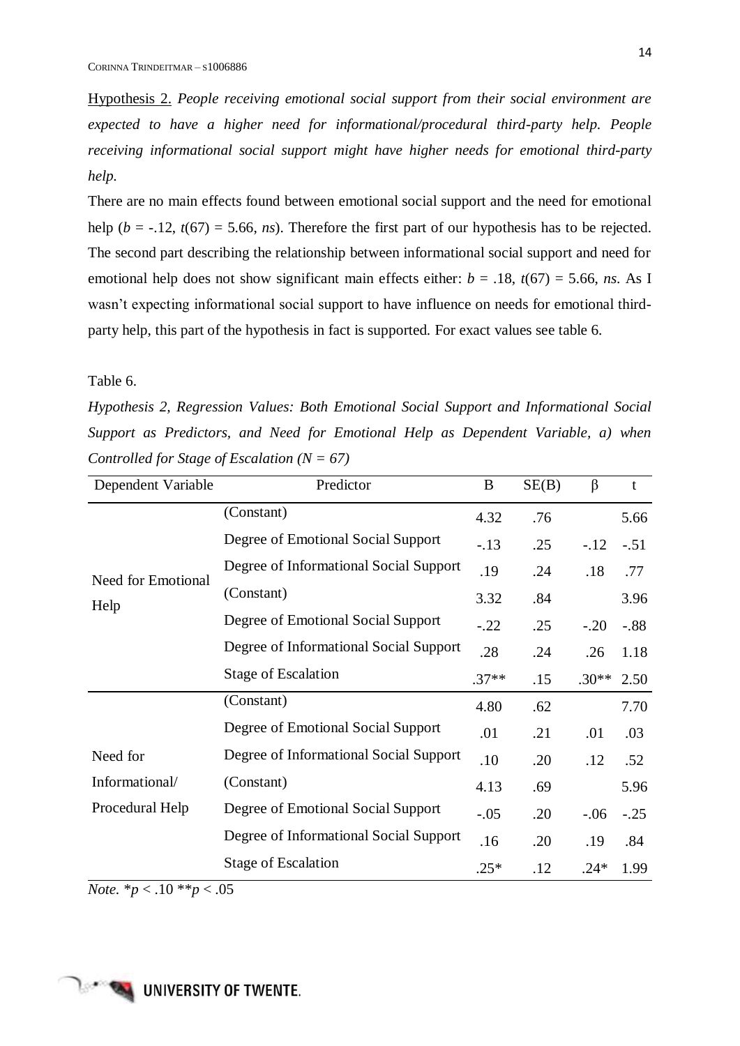Hypothesis 2. *People receiving emotional social support from their social environment are expected to have a higher need for informational/procedural third-party help. People receiving informational social support might have higher needs for emotional third-party help.*

There are no main effects found between emotional social support and the need for emotional help ($b$ = -.12, $t$(67) = 5.66, *ns*). Therefore the first part of our hypothesis has to be rejected. The second part describing the relationship between informational social support and need for emotional help does not show significant main effects either: $b$ = .18, $t$(67) = 5.66, *ns*. As I wasn't expecting informational social support to have influence on needs for emotional third-party help, this part of the hypothesis in fact is supported. For exact values see table 6.

Table 6.

*Hypothesis 2, Regression Values: Both Emotional Social Support and Informational Social Support as Predictors, and Need for Emotional Help as Dependent Variable, a) when Controlled for Stage of Escalation (N = 67)*

| Dependent Variable | Predictor | B | SE(B) | β | t |
|---|---|---|---|---|---|
| Need for Emotional Help | (Constant) | 4.32 | .76 | | 5.66 |
| | Degree of Emotional Social Support | -.13 | .25 | -.12 | -.51 |
| | Degree of Informational Social Support | .19 | .24 | .18 | .77 |
| | (Constant) | 3.32 | .84 | | 3.96 |
| | Degree of Emotional Social Support | -.22 | .25 | -.20 | -.88 |
| | Degree of Informational Social Support | .28 | .24 | .26 | 1.18 |
| | Stage of Escalation | .37** | .15 | .30** | 2.50 |
| Need for Informational/ Procedural Help | (Constant) | 4.80 | .62 | | 7.70 |
| | Degree of Emotional Social Support | .01 | .21 | .01 | .03 |
| | Degree of Informational Social Support | .10 | .20 | .12 | .52 |
| | (Constant) | 4.13 | .69 | | 5.96 |
| | Degree of Emotional Social Support | -.05 | .20 | -.06 | -.25 |
| | Degree of Informational Social Support | .16 | .20 | .19 | .84 |
| | Stage of Escalation | .25* | .12 | .24* | 1.99 |

*Note.* *$p$ < .10 **$p$ < .05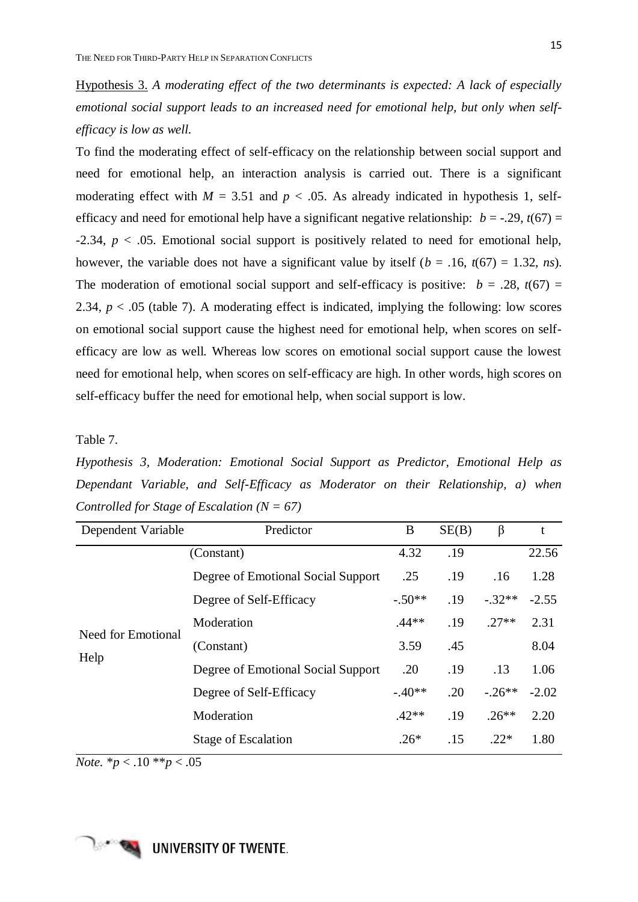Hypothesis 3. *A moderating effect of the two determinants is expected: A lack of especially emotional social support leads to an increased need for emotional help, but only when self-efficacy is low as well.*

To find the moderating effect of self-efficacy on the relationship between social support and need for emotional help, an interaction analysis is carried out. There is a significant moderating effect with $M = 3.51$ and $p < .05$. As already indicated in hypothesis 1, self-efficacy and need for emotional help have a significant negative relationship: $b = -.29$, $t(67) = -2.34$, $p < .05$. Emotional social support is positively related to need for emotional help, however, the variable does not have a significant value by itself ($b = .16$, $t(67) = 1.32$, *ns*). The moderation of emotional social support and self-efficacy is positive: $b = .28$, $t(67) = 2.34$, $p < .05$ (table 7). A moderating effect is indicated, implying the following: low scores on emotional social support cause the highest need for emotional help, when scores on self-efficacy are low as well. Whereas low scores on emotional social support cause the lowest need for emotional help, when scores on self-efficacy are high. In other words, high scores on self-efficacy buffer the need for emotional help, when social support is low.

Table 7.

*Hypothesis 3, Moderation: Emotional Social Support as Predictor, Emotional Help as Dependant Variable, and Self-Efficacy as Moderator on their Relationship, a) when Controlled for Stage of Escalation (N = 67)*

| Dependent Variable | Predictor | B | SE(B) | β | t |
|---|---|---|---|---|---|
| Need for Emotional Help | (Constant) | 4.32 | .19 | | 22.56 |
| | Degree of Emotional Social Support | .25 | .19 | .16 | 1.28 |
| | Degree of Self-Efficacy | -.50** | .19 | -.32** | -2.55 |
| | Moderation | .44** | .19 | .27** | 2.31 |
| | (Constant) | 3.59 | .45 | | 8.04 |
| | Degree of Emotional Social Support | .20 | .19 | .13 | 1.06 |
| | Degree of Self-Efficacy | -.40** | .20 | -.26** | -2.02 |
| | Moderation | .42** | .19 | .26** | 2.20 |
| | Stage of Escalation | .26* | .15 | .22* | 1.80 |

*Note.* $*p < .10$ $**p < .05$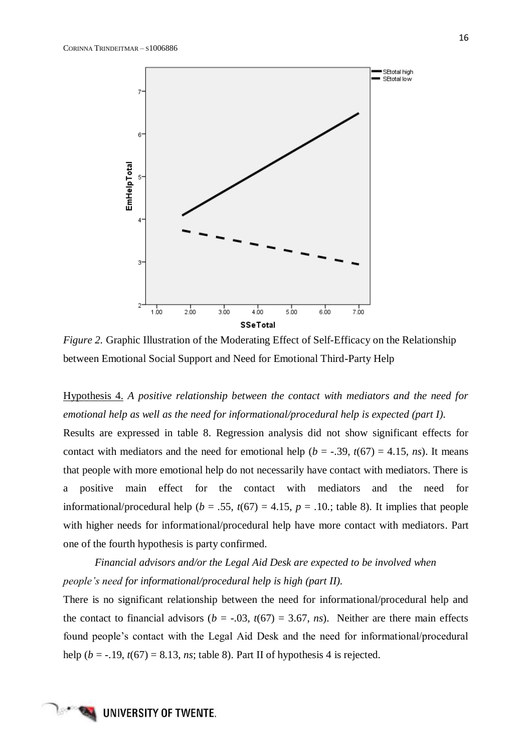*Figure 2.* Graphic Illustration of the Moderating Effect of Self-Efficacy on the Relationship between Emotional Social Support and Need for Emotional Third-Party Help

Hypothesis 4. *A positive relationship between the contact with mediators and the need for emotional help as well as the need for informational/procedural help is expected (part I).*

Results are expressed in table 8. Regression analysis did not show significant effects for contact with mediators and the need for emotional help ($b$ = -.39, $t$(67) = 4.15, *ns*). It means that people with more emotional help do not necessarily have contact with mediators. There is a positive main effect for the contact with mediators and the need for informational/procedural help ($b$ = .55, $t$(67) = 4.15, $p$ = .10.; table 8). It implies that people with higher needs for informational/procedural help have more contact with mediators. Part one of the fourth hypothesis is party confirmed.

*Financial advisors and/or the Legal Aid Desk are expected to be involved when people's need for informational/procedural help is high (part II).*

There is no significant relationship between the need for informational/procedural help and the contact to financial advisors ($b$ = -.03, $t$(67) = 3.67, *ns*). Neither are there main effects found people's contact with the Legal Aid Desk and the need for informational/procedural help ($b$ = -.19, $t$(67) = 8.13, *ns*; table 8). Part II of hypothesis 4 is rejected.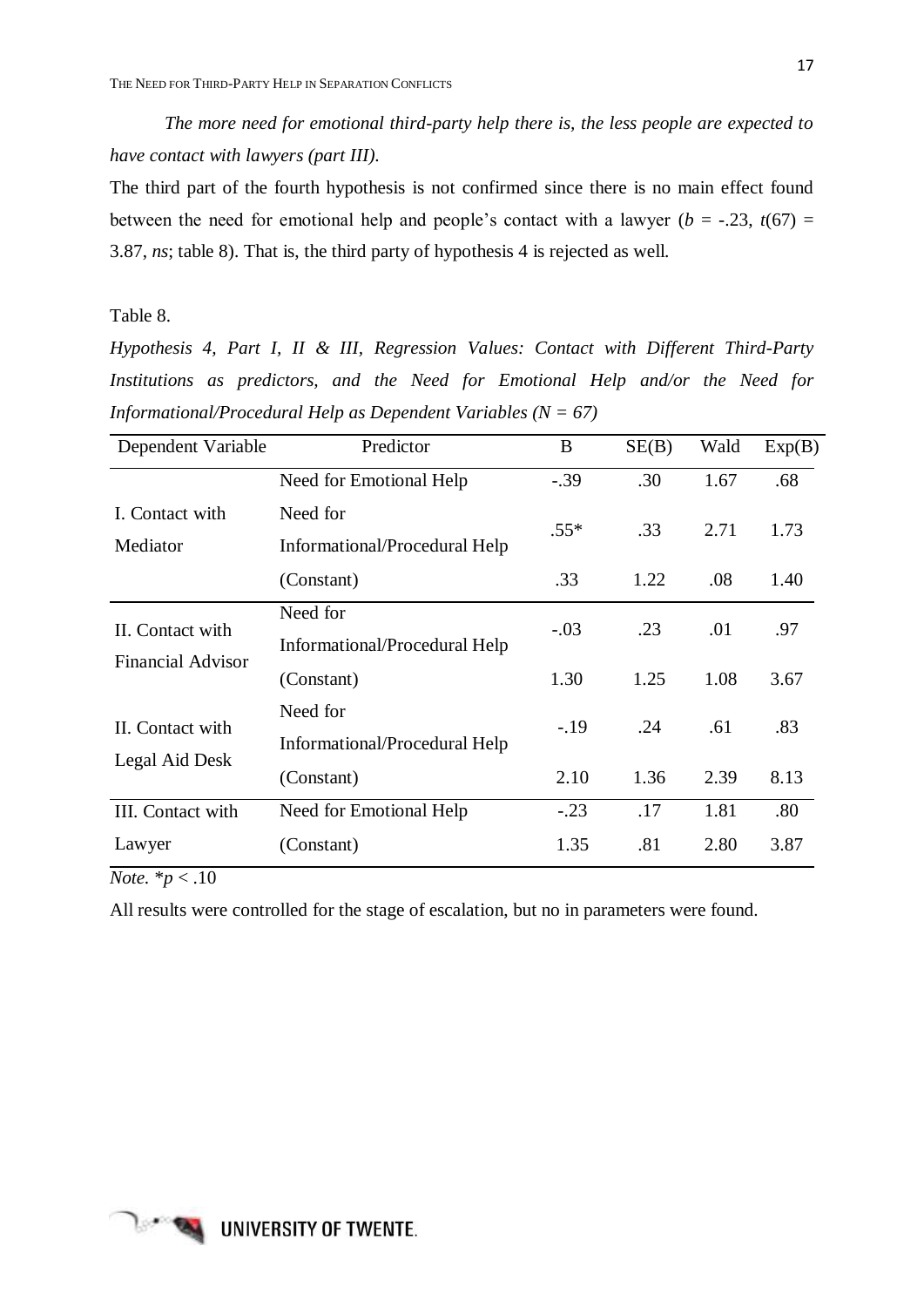*The more need for emotional third-party help there is, the less people are expected to have contact with lawyers (part III).*

The third part of the fourth hypothesis is not confirmed since there is no main effect found between the need for emotional help and people's contact with a lawyer ($b$ = -.23, $t$(67) = 3.87, *ns*; table 8). That is, the third party of hypothesis 4 is rejected as well.

Table 8.

*Hypothesis 4, Part I, II & III, Regression Values: Contact with Different Third-Party Institutions as predictors, and the Need for Emotional Help and/or the Need for Informational/Procedural Help as Dependent Variables (N = 67)*

| Dependent Variable | Predictor | B | SE(B) | Wald | Exp(B) |
|---|---|---|---|---|---|
| I. Contact with Mediator | Need for Emotional Help | -.39 | .30 | 1.67 | .68 |
| | Need for Informational/Procedural Help | .55* | .33 | 2.71 | 1.73 |
| | (Constant) | .33 | 1.22 | .08 | 1.40 |
| II. Contact with Financial Advisor | Need for Informational/Procedural Help | -.03 | .23 | .01 | .97 |
| | (Constant) | 1.30 | 1.25 | 1.08 | 3.67 |
| II. Contact with Legal Aid Desk | Need for Informational/Procedural Help | -.19 | .24 | .61 | .83 |
| | (Constant) | 2.10 | 1.36 | 2.39 | 8.13 |
| III. Contact with Lawyer | Need for Emotional Help | -.23 | .17 | 1.81 | .80 |
| | (Constant) | 1.35 | .81 | 2.80 | 3.87 |

*Note.* $*p < .10$

All results were controlled for the stage of escalation, but no in parameters were found.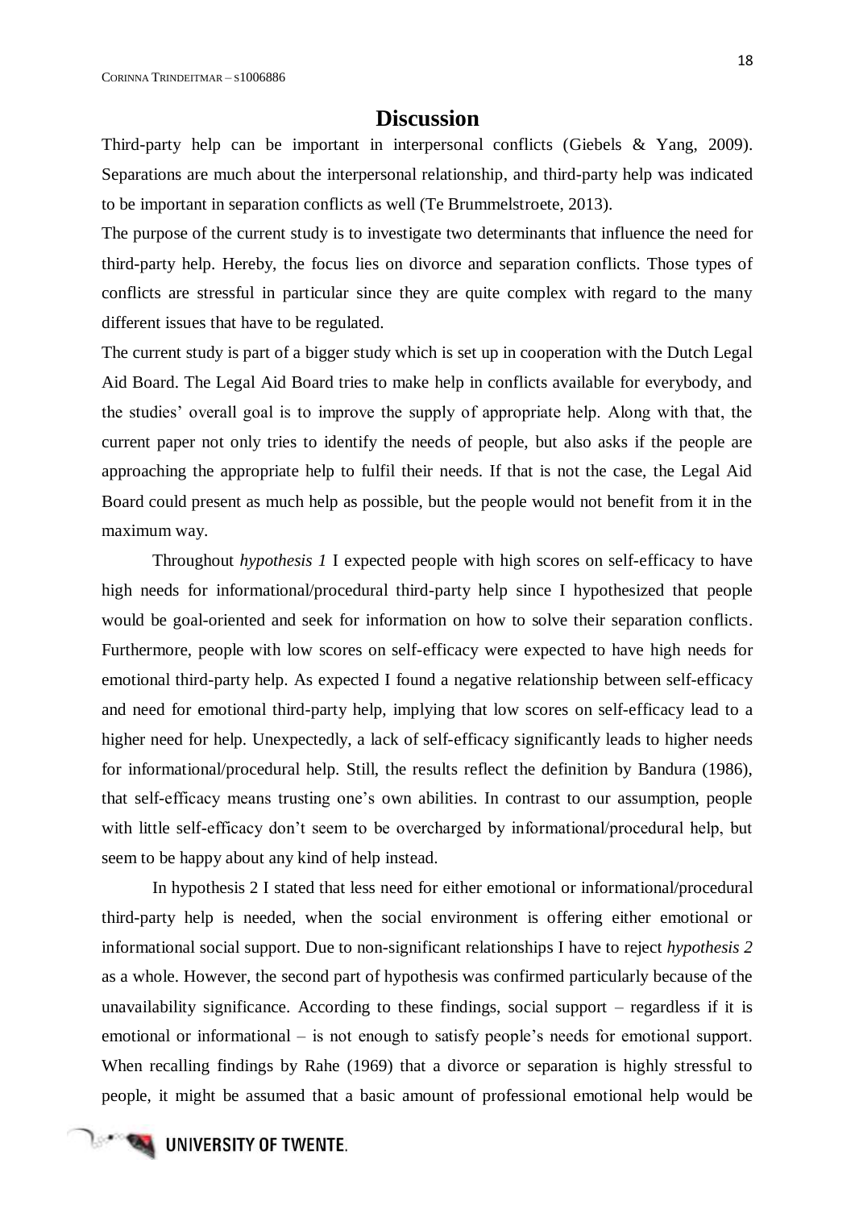# Discussion

Third-party help can be important in interpersonal conflicts (Giebels & Yang, 2009). Separations are much about the interpersonal relationship, and third-party help was indicated to be important in separation conflicts as well (Te Brummelstroete, 2013).

The purpose of the current study is to investigate two determinants that influence the need for third-party help. Hereby, the focus lies on divorce and separation conflicts. Those types of conflicts are stressful in particular since they are quite complex with regard to the many different issues that have to be regulated.

The current study is part of a bigger study which is set up in cooperation with the Dutch Legal Aid Board. The Legal Aid Board tries to make help in conflicts available for everybody, and the studies' overall goal is to improve the supply of appropriate help. Along with that, the current paper not only tries to identify the needs of people, but also asks if the people are approaching the appropriate help to fulfil their needs. If that is not the case, the Legal Aid Board could present as much help as possible, but the people would not benefit from it in the maximum way.

Throughout *hypothesis 1* I expected people with high scores on self-efficacy to have high needs for informational/procedural third-party help since I hypothesized that people would be goal-oriented and seek for information on how to solve their separation conflicts. Furthermore, people with low scores on self-efficacy were expected to have high needs for emotional third-party help. As expected I found a negative relationship between self-efficacy and need for emotional third-party help, implying that low scores on self-efficacy lead to a higher need for help. Unexpectedly, a lack of self-efficacy significantly leads to higher needs for informational/procedural help. Still, the results reflect the definition by Bandura (1986), that self-efficacy means trusting one's own abilities. In contrast to our assumption, people with little self-efficacy don't seem to be overcharged by informational/procedural help, but seem to be happy about any kind of help instead.

In hypothesis 2 I stated that less need for either emotional or informational/procedural third-party help is needed, when the social environment is offering either emotional or informational social support. Due to non-significant relationships I have to reject *hypothesis 2* as a whole. However, the second part of hypothesis was confirmed particularly because of the unavailability significance. According to these findings, social support – regardless if it is emotional or informational – is not enough to satisfy people's needs for emotional support. When recalling findings by Rahe (1969) that a divorce or separation is highly stressful to people, it might be assumed that a basic amount of professional emotional help would be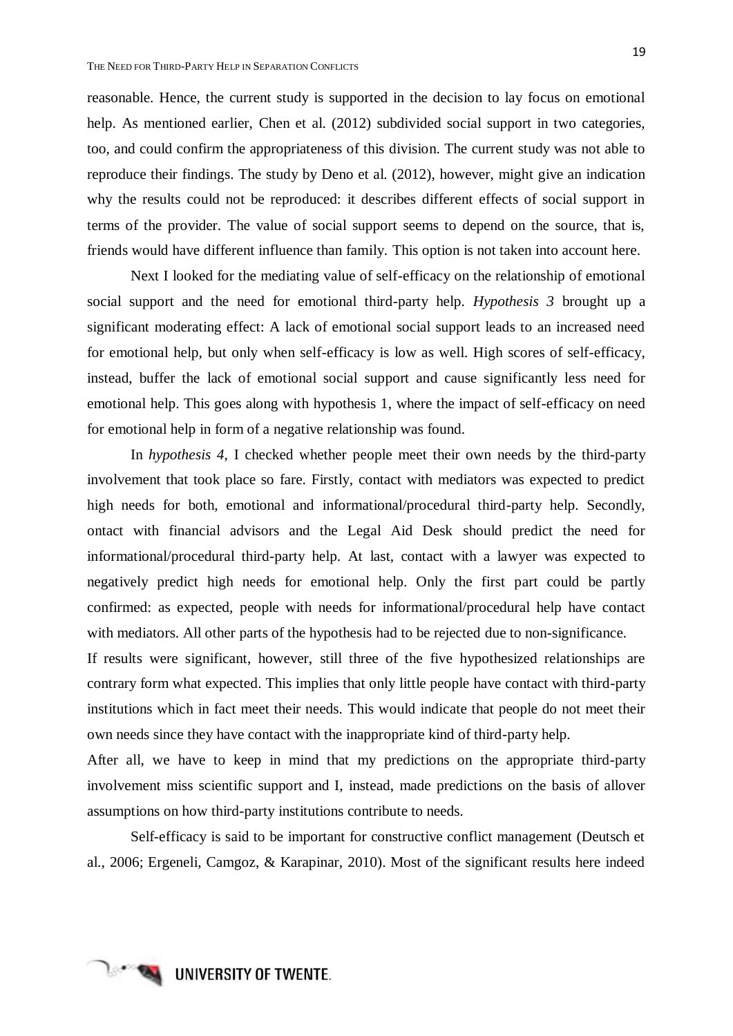reasonable. Hence, the current study is supported in the decision to lay focus on emotional help. As mentioned earlier, Chen et al. (2012) subdivided social support in two categories, too, and could confirm the appropriateness of this division. The current study was not able to reproduce their findings. The study by Deno et al. (2012), however, might give an indication why the results could not be reproduced: it describes different effects of social support in terms of the provider. The value of social support seems to depend on the source, that is, friends would have different influence than family. This option is not taken into account here.

Next I looked for the mediating value of self-efficacy on the relationship of emotional social support and the need for emotional third-party help. *Hypothesis 3* brought up a significant moderating effect: A lack of emotional social support leads to an increased need for emotional help, but only when self-efficacy is low as well. High scores of self-efficacy, instead, buffer the lack of emotional social support and cause significantly less need for emotional help. This goes along with hypothesis 1, where the impact of self-efficacy on need for emotional help in form of a negative relationship was found.

In *hypothesis 4*, I checked whether people meet their own needs by the third-party involvement that took place so fare. Firstly, contact with mediators was expected to predict high needs for both, emotional and informational/procedural third-party help. Secondly, ontact with financial advisors and the Legal Aid Desk should predict the need for informational/procedural third-party help. At last, contact with a lawyer was expected to negatively predict high needs for emotional help. Only the first part could be partly confirmed: as expected, people with needs for informational/procedural help have contact with mediators. All other parts of the hypothesis had to be rejected due to non-significance.

If results were significant, however, still three of the five hypothesized relationships are contrary form what expected. This implies that only little people have contact with third-party institutions which in fact meet their needs. This would indicate that people do not meet their own needs since they have contact with the inappropriate kind of third-party help.

After all, we have to keep in mind that my predictions on the appropriate third-party involvement miss scientific support and I, instead, made predictions on the basis of allover assumptions on how third-party institutions contribute to needs.

Self-efficacy is said to be important for constructive conflict management (Deutsch et al., 2006; Ergeneli, Camgoz, & Karapinar, 2010). Most of the significant results here indeed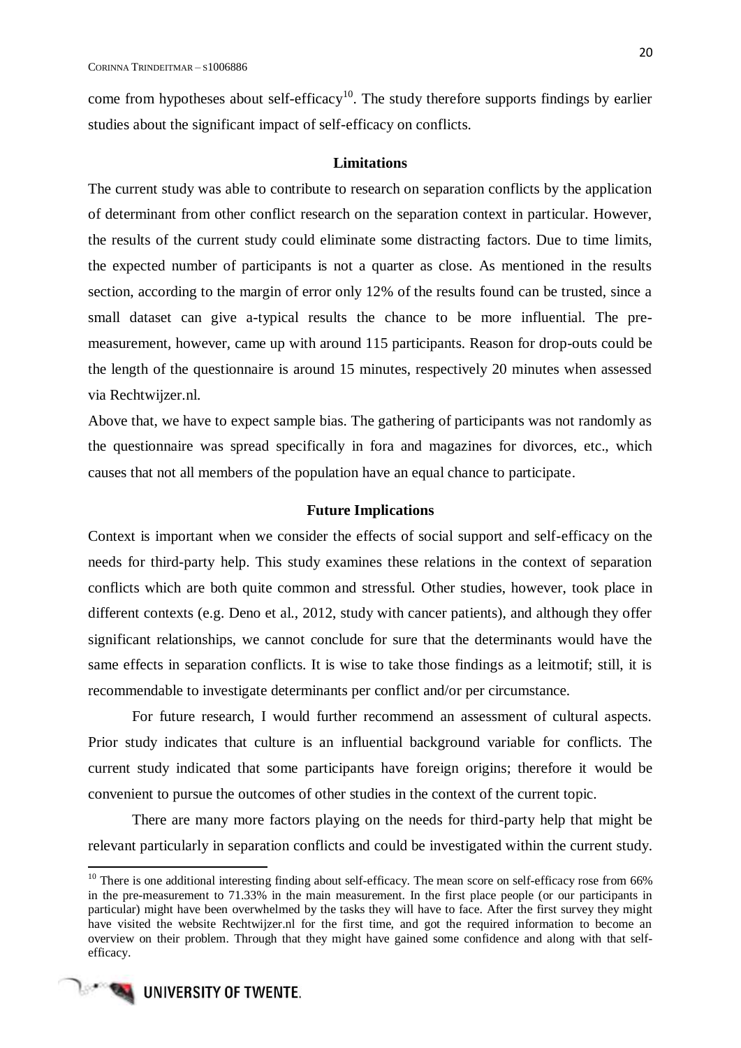come from hypotheses about self-efficacy[10]. The study therefore supports findings by earlier studies about the significant impact of self-efficacy on conflicts.

### Limitations

The current study was able to contribute to research on separation conflicts by the application of determinant from other conflict research on the separation context in particular. However, the results of the current study could eliminate some distracting factors. Due to time limits, the expected number of participants is not a quarter as close. As mentioned in the results section, according to the margin of error only 12% of the results found can be trusted, since a small dataset can give a-typical results the chance to be more influential. The pre-measurement, however, came up with around 115 participants. Reason for drop-outs could be the length of the questionnaire is around 15 minutes, respectively 20 minutes when assessed via Rechtwijzer.nl.

Above that, we have to expect sample bias. The gathering of participants was not randomly as the questionnaire was spread specifically in fora and magazines for divorces, etc., which causes that not all members of the population have an equal chance to participate.

### Future Implications

Context is important when we consider the effects of social support and self-efficacy on the needs for third-party help. This study examines these relations in the context of separation conflicts which are both quite common and stressful. Other studies, however, took place in different contexts (e.g. Deno et al., 2012, study with cancer patients), and although they offer significant relationships, we cannot conclude for sure that the determinants would have the same effects in separation conflicts. It is wise to take those findings as a leitmotif; still, it is recommendable to investigate determinants per conflict and/or per circumstance.

For future research, I would further recommend an assessment of cultural aspects. Prior study indicates that culture is an influential background variable for conflicts. The current study indicated that some participants have foreign origins; therefore it would be convenient to pursue the outcomes of other studies in the context of the current topic.

There are many more factors playing on the needs for third-party help that might be relevant particularly in separation conflicts and could be investigated within the current study.

---

[10] There is one additional interesting finding about self-efficacy. The mean score on self-efficacy rose from 66% in the pre-measurement to 71.33% in the main measurement. In the first place people (or our participants in particular) might have been overwhelmed by the tasks they will have to face. After the first survey they might have visited the website Rechtwijzer.nl for the first time, and got the required information to become an overview on their problem. Through that they might have gained some confidence and along with that self-efficacy.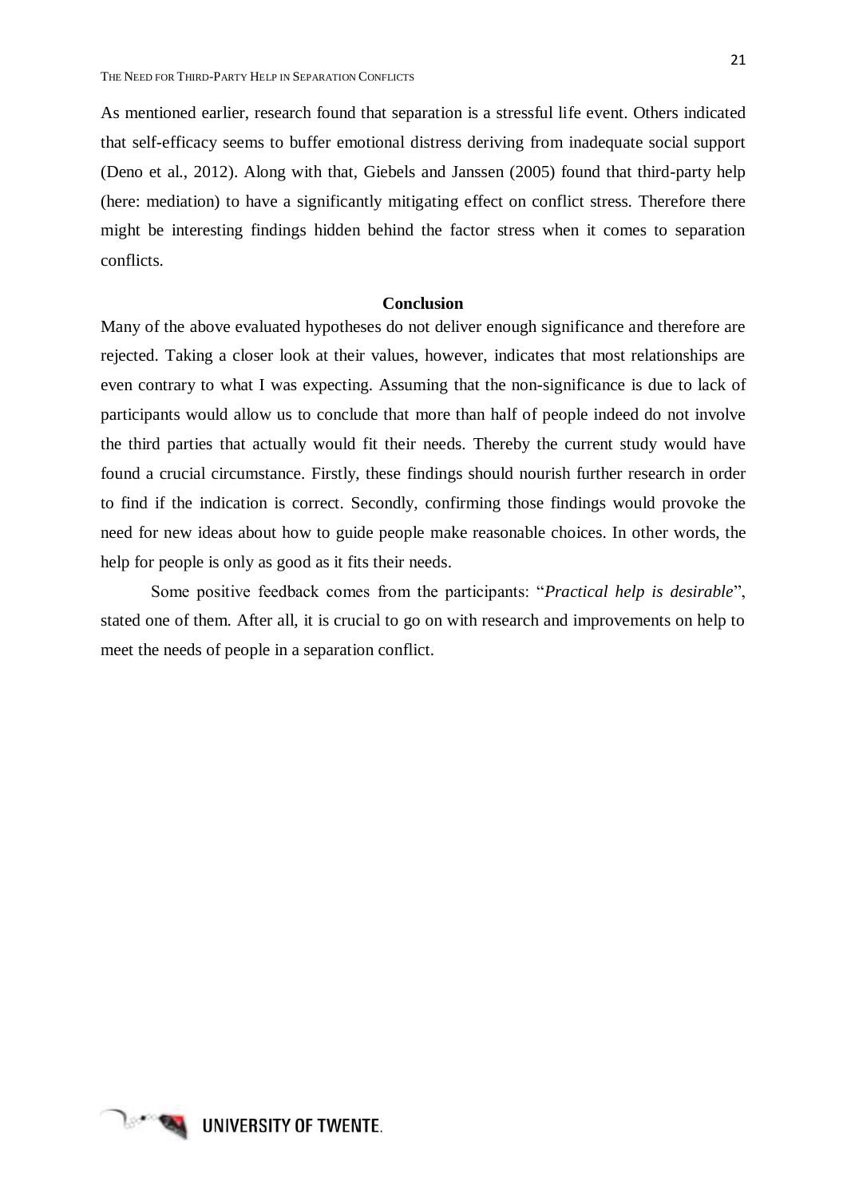As mentioned earlier, research found that separation is a stressful life event. Others indicated that self-efficacy seems to buffer emotional distress deriving from inadequate social support (Deno et al., 2012). Along with that, Giebels and Janssen (2005) found that third-party help (here: mediation) to have a significantly mitigating effect on conflict stress. Therefore there might be interesting findings hidden behind the factor stress when it comes to separation conflicts.

## Conclusion

Many of the above evaluated hypotheses do not deliver enough significance and therefore are rejected. Taking a closer look at their values, however, indicates that most relationships are even contrary to what I was expecting. Assuming that the non-significance is due to lack of participants would allow us to conclude that more than half of people indeed do not involve the third parties that actually would fit their needs. Thereby the current study would have found a crucial circumstance. Firstly, these findings should nourish further research in order to find if the indication is correct. Secondly, confirming those findings would provoke the need for new ideas about how to guide people make reasonable choices. In other words, the help for people is only as good as it fits their needs.

Some positive feedback comes from the participants: "*Practical help is desirable*", stated one of them. After all, it is crucial to go on with research and improvements on help to meet the needs of people in a separation conflict.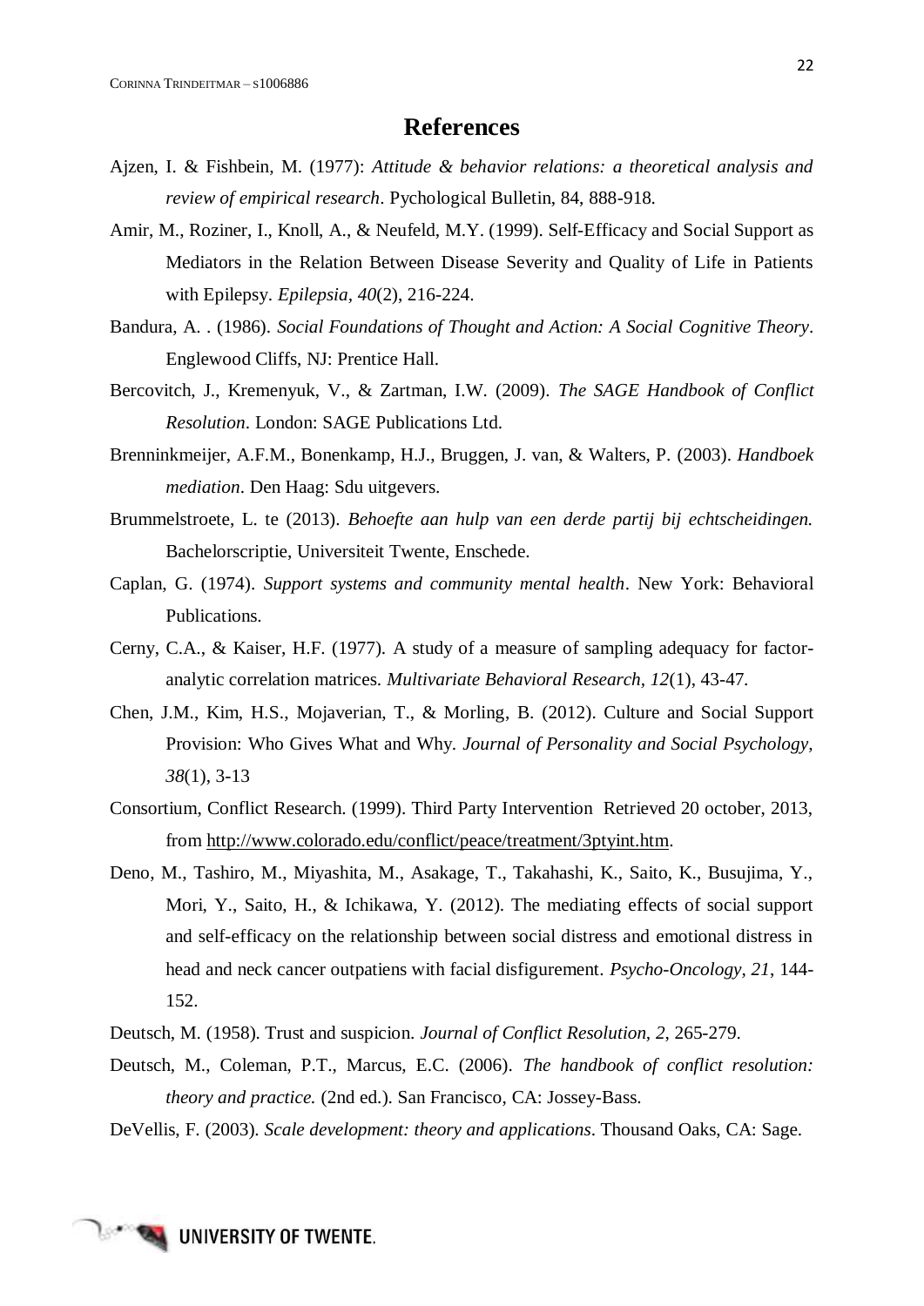# References

Ajzen, I. & Fishbein, M. (1977): *Attitude & behavior relations: a theoretical analysis and review of empirical research*. Pychological Bulletin, 84, 888-918.

Amir, M., Roziner, I., Knoll, A., & Neufeld, M.Y. (1999). Self-Efficacy and Social Support as Mediators in the Relation Between Disease Severity and Quality of Life in Patients with Epilepsy. *Epilepsia, 40*(2), 216-224.

Bandura, A. . (1986). *Social Foundations of Thought and Action: A Social Cognitive Theory*. Englewood Cliffs, NJ: Prentice Hall.

Bercovitch, J., Kremenyuk, V., & Zartman, I.W. (2009). *The SAGE Handbook of Conflict Resolution*. London: SAGE Publications Ltd.

Brenninkmeijer, A.F.M., Bonenkamp, H.J., Bruggen, J. van, & Walters, P. (2003). *Handboek mediation*. Den Haag: Sdu uitgevers.

Brummelstroete, L. te (2013). *Behoefte aan hulp van een derde partij bij echtscheidingen.* Bachelorscriptie, Universiteit Twente, Enschede.

Caplan, G. (1974). *Support systems and community mental health*. New York: Behavioral Publications.

Cerny, C.A., & Kaiser, H.F. (1977). A study of a measure of sampling adequacy for factor-analytic correlation matrices. *Multivariate Behavioral Research, 12*(1), 43-47.

Chen, J.M., Kim, H.S., Mojaverian, T., & Morling, B. (2012). Culture and Social Support Provision: Who Gives What and Why. *Journal of Personality and Social Psychology, 38*(1), 3-13

Consortium, Conflict Research. (1999). Third Party Intervention Retrieved 20 october, 2013, from http://www.colorado.edu/conflict/peace/treatment/3ptyint.htm.

Deno, M., Tashiro, M., Miyashita, M., Asakage, T., Takahashi, K., Saito, K., Busujima, Y., Mori, Y., Saito, H., & Ichikawa, Y. (2012). The mediating effects of social support and self-efficacy on the relationship between social distress and emotional distress in head and neck cancer outpatiens with facial disfigurement. *Psycho-Oncology, 21*, 144-152.

Deutsch, M. (1958). Trust and suspicion. *Journal of Conflict Resolution, 2*, 265-279.

Deutsch, M., Coleman, P.T., Marcus, E.C. (2006). *The handbook of conflict resolution: theory and practice.* (2nd ed.). San Francisco, CA: Jossey-Bass.

DeVellis, F. (2003). *Scale development: theory and applications*. Thousand Oaks, CA: Sage.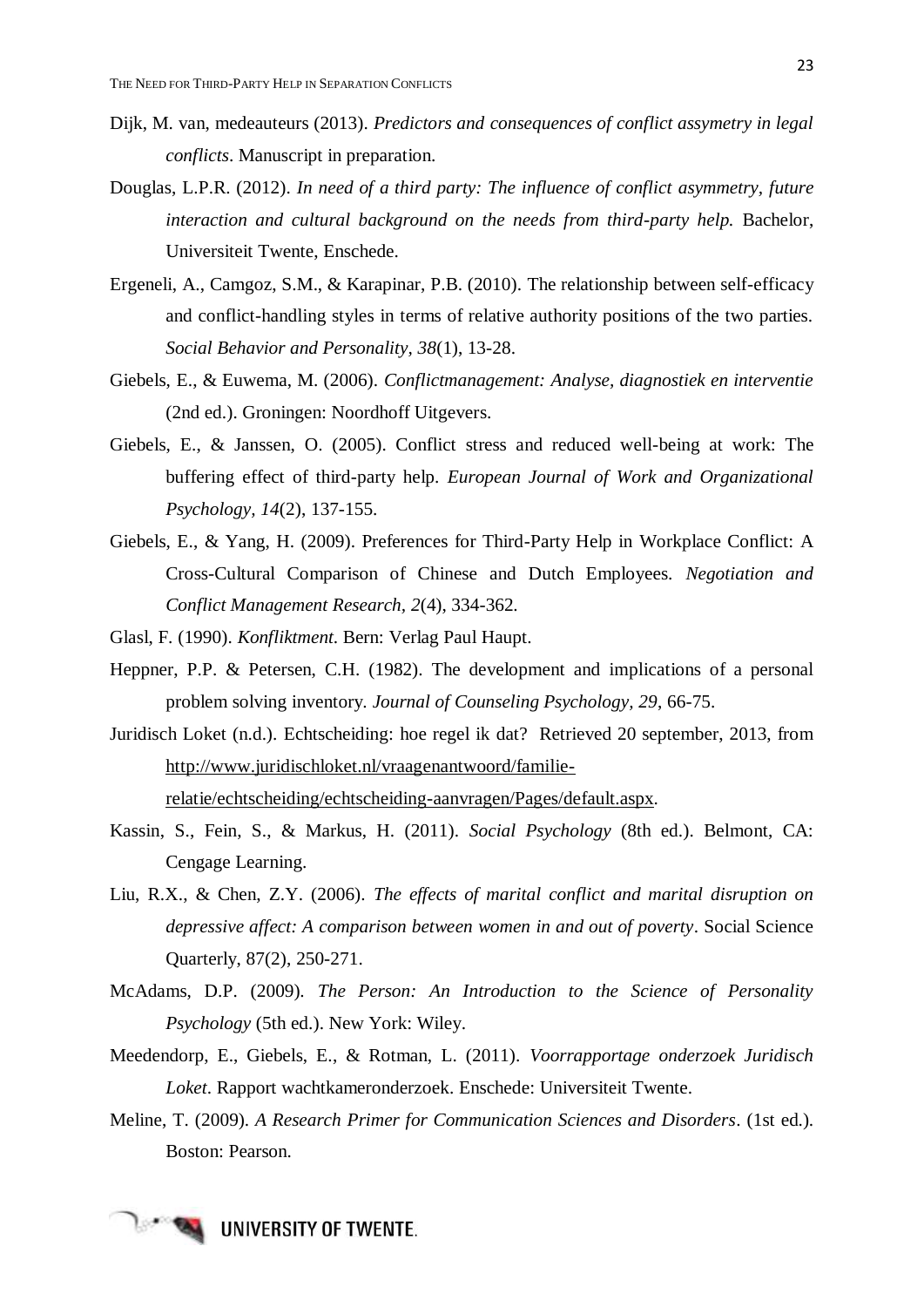Dijk, M. van, medeauteurs (2013). *Predictors and consequences of conflict assymetry in legal conflicts*. Manuscript in preparation.

Douglas, L.P.R. (2012). *In need of a third party: The influence of conflict asymmetry, future interaction and cultural background on the needs from third-party help.* Bachelor, Universiteit Twente, Enschede.

Ergeneli, A., Camgoz, S.M., & Karapinar, P.B. (2010). The relationship between self-efficacy and conflict-handling styles in terms of relative authority positions of the two parties. *Social Behavior and Personality, 38*(1), 13-28.

Giebels, E., & Euwema, M. (2006). *Conflictmanagement: Analyse, diagnostiek en interventie* (2nd ed.). Groningen: Noordhoff Uitgevers.

Giebels, E., & Janssen, O. (2005). Conflict stress and reduced well-being at work: The buffering effect of third-party help. *European Journal of Work and Organizational Psychology, 14*(2), 137-155.

Giebels, E., & Yang, H. (2009). Preferences for Third-Party Help in Workplace Conflict: A Cross-Cultural Comparison of Chinese and Dutch Employees. *Negotiation and Conflict Management Research, 2*(4), 334-362.

Glasl, F. (1990). *Konfliktment*. Bern: Verlag Paul Haupt.

Heppner, P.P. & Petersen, C.H. (1982). The development and implications of a personal problem solving inventory. *Journal of Counseling Psychology, 29*, 66-75.

Juridisch Loket (n.d.). Echtscheiding: hoe regel ik dat? Retrieved 20 september, 2013, from http://www.juridischloket.nl/vraagenantwoord/familie-relatie/echtscheiding/echtscheiding-aanvragen/Pages/default.aspx.

Kassin, S., Fein, S., & Markus, H. (2011). *Social Psychology* (8th ed.). Belmont, CA: Cengage Learning.

Liu, R.X., & Chen, Z.Y. (2006). *The effects of marital conflict and marital disruption on depressive affect: A comparison between women in and out of poverty*. Social Science Quarterly, 87(2), 250-271.

McAdams, D.P. (2009). *The Person: An Introduction to the Science of Personality Psychology* (5th ed.). New York: Wiley.

Meedendorp, E., Giebels, E., & Rotman, L. (2011). *Voorrapportage onderzoek Juridisch Loket*. Rapport wachtkameronderzoek. Enschede: Universiteit Twente.

Meline, T. (2009). *A Research Primer for Communication Sciences and Disorders*. (1st ed.). Boston: Pearson.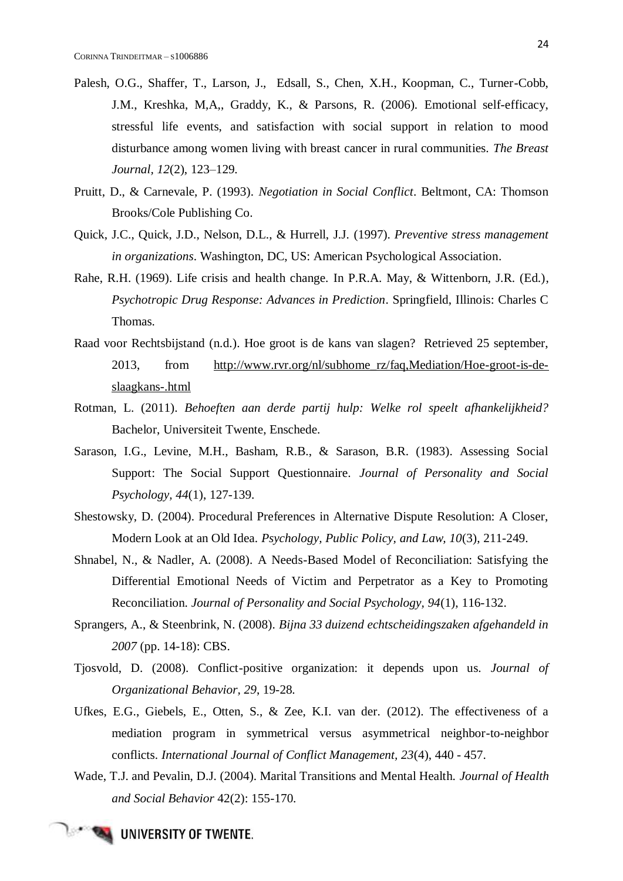Palesh, O.G., Shaffer, T., Larson, J., Edsall, S., Chen, X.H., Koopman, C., Turner-Cobb, J.M., Kreshka, M,A,, Graddy, K., & Parsons, R. (2006). Emotional self-efficacy, stressful life events, and satisfaction with social support in relation to mood disturbance among women living with breast cancer in rural communities. *The Breast Journal, 12*(2), 123–129.

Pruitt, D., & Carnevale, P. (1993). *Negotiation in Social Conflict*. Beltmont, CA: Thomson Brooks/Cole Publishing Co.

Quick, J.C., Quick, J.D., Nelson, D.L., & Hurrell, J.J. (1997). *Preventive stress management in organizations*. Washington, DC, US: American Psychological Association.

Rahe, R.H. (1969). Life crisis and health change. In P.R.A. May, & Wittenborn, J.R. (Ed.), *Psychotropic Drug Response: Advances in Prediction*. Springfield, Illinois: Charles C Thomas.

Raad voor Rechtsbijstand (n.d.). Hoe groot is de kans van slagen? Retrieved 25 september, 2013, from http://www.rvr.org/nl/subhome_rz/faq,Mediation/Hoe-groot-is-de-slaagkans-.html

Rotman, L. (2011). *Behoeften aan derde partij hulp: Welke rol speelt afhankelijkheid?* Bachelor, Universiteit Twente, Enschede.

Sarason, I.G., Levine, M.H., Basham, R.B., & Sarason, B.R. (1983). Assessing Social Support: The Social Support Questionnaire. *Journal of Personality and Social Psychology, 44*(1), 127-139.

Shestowsky, D. (2004). Procedural Preferences in Alternative Dispute Resolution: A Closer, Modern Look at an Old Idea. *Psychology, Public Policy, and Law, 10*(3), 211-249.

Shnabel, N., & Nadler, A. (2008). A Needs-Based Model of Reconciliation: Satisfying the Differential Emotional Needs of Victim and Perpetrator as a Key to Promoting Reconciliation. *Journal of Personality and Social Psychology, 94*(1), 116-132.

Sprangers, A., & Steenbrink, N. (2008). *Bijna 33 duizend echtscheidingszaken afgehandeld in 2007* (pp. 14-18): CBS.

Tjosvold, D. (2008). Conflict-positive organization: it depends upon us. *Journal of Organizational Behavior, 29*, 19-28.

Ufkes, E.G., Giebels, E., Otten, S., & Zee, K.I. van der. (2012). The effectiveness of a mediation program in symmetrical versus asymmetrical neighbor-to-neighbor conflicts. *International Journal of Conflict Management, 23*(4), 440 - 457.

Wade, T.J. and Pevalin, D.J. (2004). Marital Transitions and Mental Health. *Journal of Health and Social Behavior* 42(2): 155-170.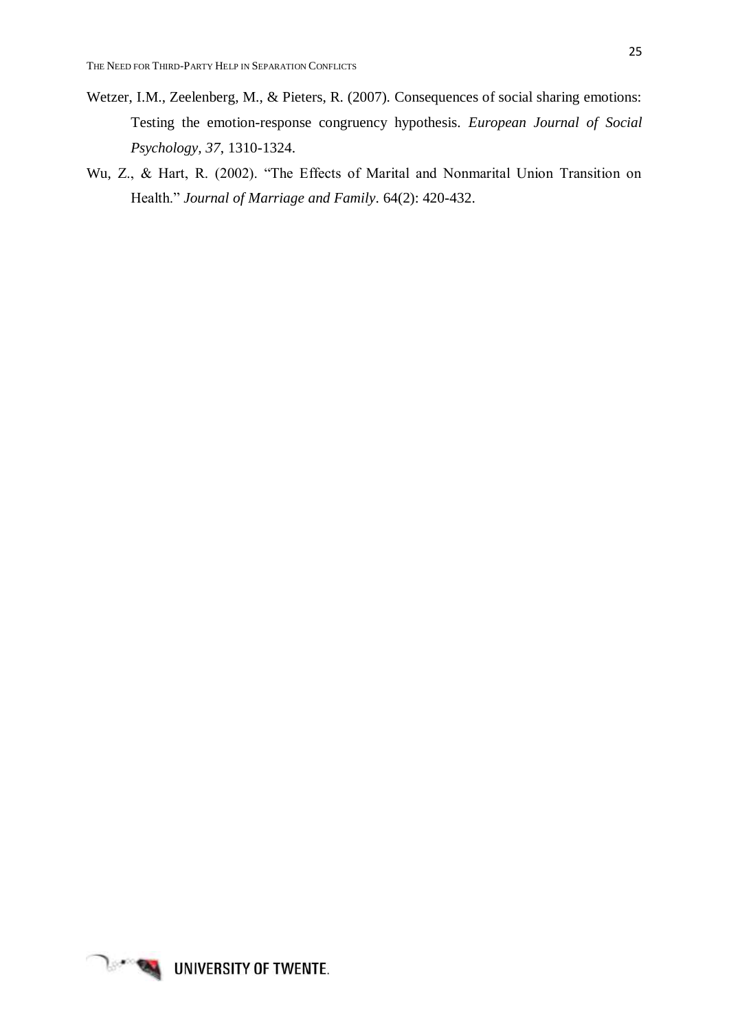Wetzer, I.M., Zeelenberg, M., & Pieters, R. (2007). Consequences of social sharing emotions: Testing the emotion-response congruency hypothesis. *European Journal of Social Psychology, 37*, 1310-1324.

Wu, Z., & Hart, R. (2002). "The Effects of Marital and Nonmarital Union Transition on Health." *Journal of Marriage and Family*. 64(2): 420-432.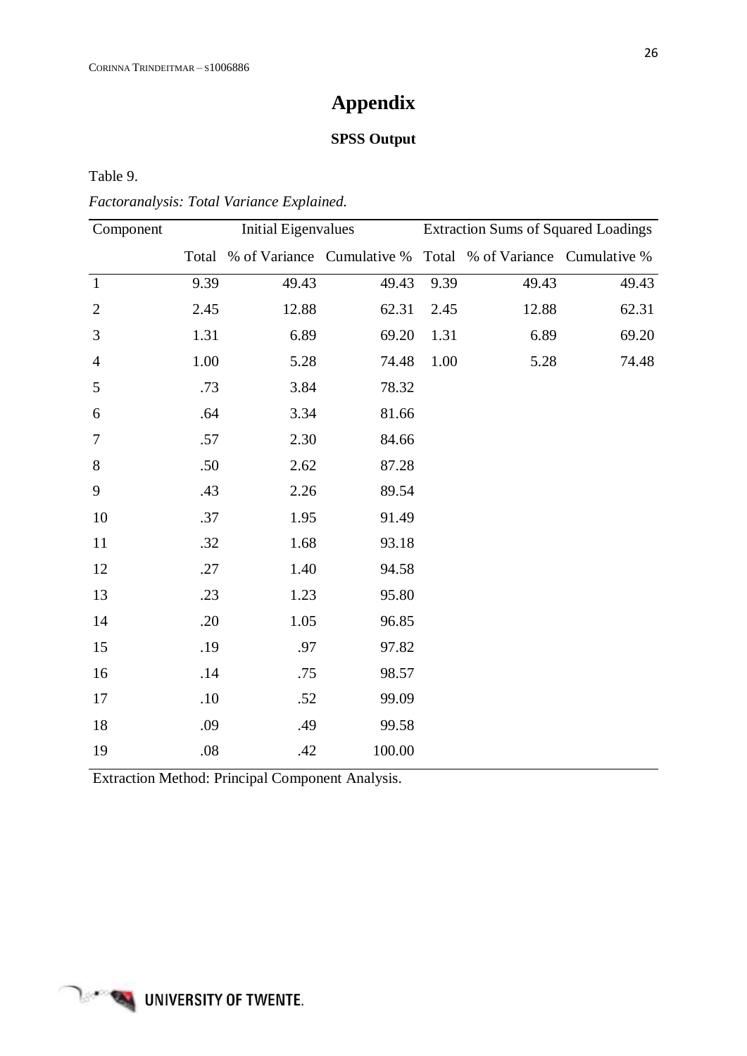# Appendix

## SPSS Output

Table 9.

*Factoranalysis: Total Variance Explained.*

| Component | Initial Eigenvalues | | | Extraction Sums of Squared Loadings | | |
|---|---|---|---|---|---|---|
| | Total | % of Variance | Cumulative % | Total | % of Variance | Cumulative % |
| 1 | 9.39 | 49.43 | 49.43 | 9.39 | 49.43 | 49.43 |
| 2 | 2.45 | 12.88 | 62.31 | 2.45 | 12.88 | 62.31 |
| 3 | 1.31 | 6.89 | 69.20 | 1.31 | 6.89 | 69.20 |
| 4 | 1.00 | 5.28 | 74.48 | 1.00 | 5.28 | 74.48 |
| 5 | .73 | 3.84 | 78.32 | | | |
| 6 | .64 | 3.34 | 81.66 | | | |
| 7 | .57 | 2.30 | 84.66 | | | |
| 8 | .50 | 2.62 | 87.28 | | | |
| 9 | .43 | 2.26 | 89.54 | | | |
| 10 | .37 | 1.95 | 91.49 | | | |
| 11 | .32 | 1.68 | 93.18 | | | |
| 12 | .27 | 1.40 | 94.58 | | | |
| 13 | .23 | 1.23 | 95.80 | | | |
| 14 | .20 | 1.05 | 96.85 | | | |
| 15 | .19 | .97 | 97.82 | | | |
| 16 | .14 | .75 | 98.57 | | | |
| 17 | .10 | .52 | 99.09 | | | |
| 18 | .09 | .49 | 99.58 | | | |
| 19 | .08 | .42 | 100.00 | | | |

Extraction Method: Principal Component Analysis.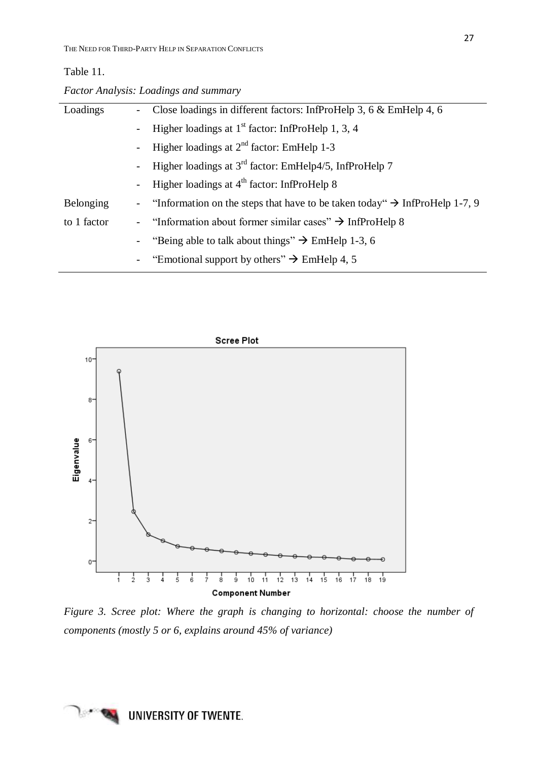Table 11.

*Factor Analysis: Loadings and summary*

| | |
|---|---|
| Loadings | - Close loadings in different factors: InfProHelp 3, 6 & EmHelp 4, 6 |
| | - Higher loadings at 1st factor: InfProHelp 1, 3, 4 |
| | - Higher loadings at 2nd factor: EmHelp 1-3 |
| | - Higher loadings at 3rd factor: EmHelp4/5, InfProHelp 7 |
| | - Higher loadings at 4th factor: InfProHelp 8 |
| Belonging to 1 factor | - "Information on the steps that have to be taken today" → InfProHelp 1-7, 9 |
| | - "Information about former similar cases" → InfProHelp 8 |
| | - "Being able to talk about things" → EmHelp 1-3, 6 |
| | - "Emotional support by others" → EmHelp 4, 5 |

*Figure 3. Scree plot: Where the graph is changing to horizontal: choose the number of components (mostly 5 or 6, explains around 45% of variance)*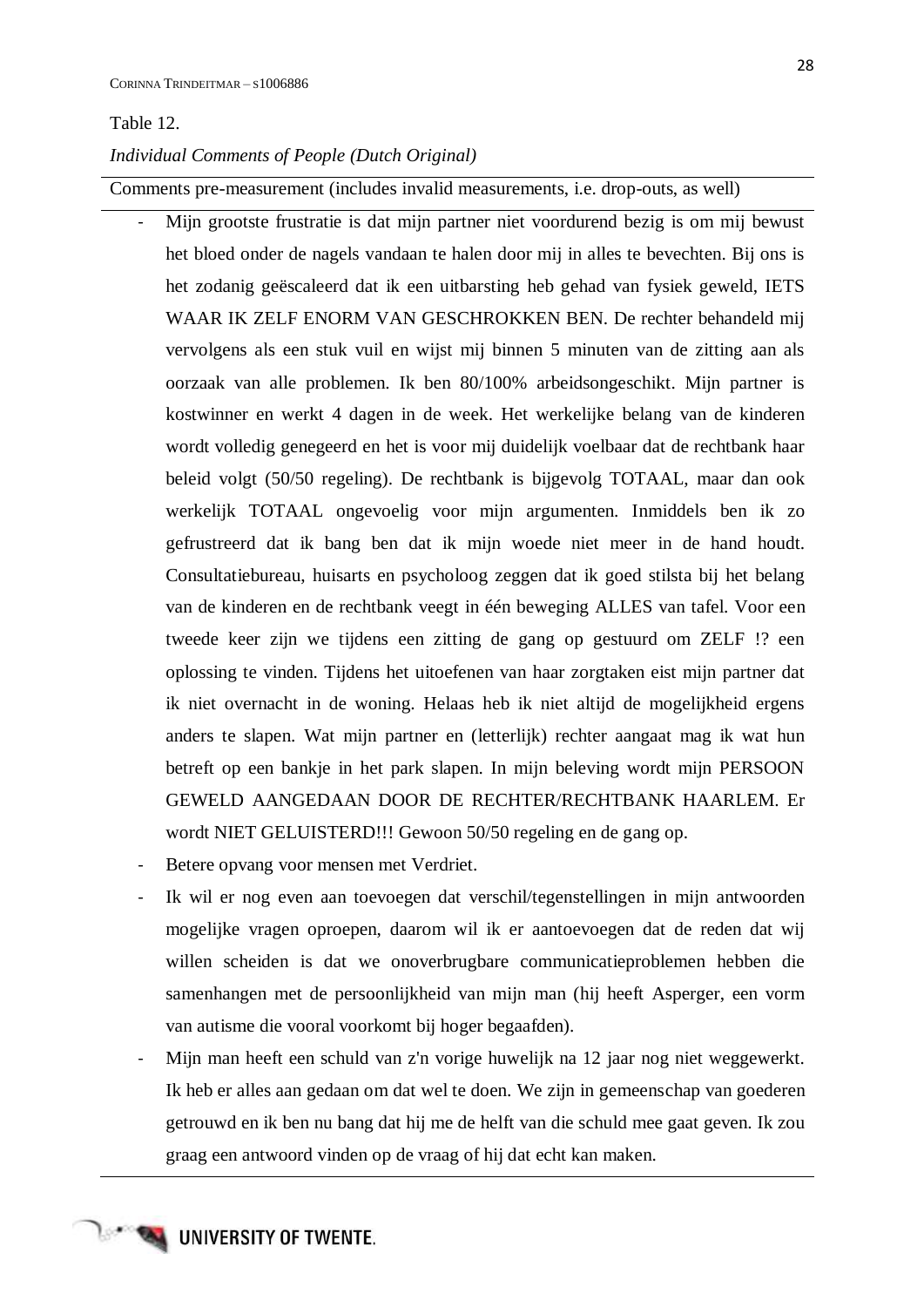Table 12.

*Individual Comments of People (Dutch Original)*

Comments pre-measurement (includes invalid measurements, i.e. drop-outs, as well)

- Mijn grootste frustratie is dat mijn partner niet voordurend bezig is om mij bewust het bloed onder de nagels vandaan te halen door mij in alles te bevechten. Bij ons is het zodanig geëscaleerd dat ik een uitbarsting heb gehad van fysiek geweld, IETS WAAR IK ZELF ENORM VAN GESCHROKKEN BEN. De rechter behandeld mij vervolgens als een stuk vuil en wijst mij binnen 5 minuten van de zitting aan als oorzaak van alle problemen. Ik ben 80/100% arbeidsongeschikt. Mijn partner is kostwinner en werkt 4 dagen in de week. Het werkelijke belang van de kinderen wordt volledig genegeerd en het is voor mij duidelijk voelbaar dat de rechtbank haar beleid volgt (50/50 regeling). De rechtbank is bijgevolg TOTAAL, maar dan ook werkelijk TOTAAL ongevoelig voor mijn argumenten. Inmiddels ben ik zo gefrustreerd dat ik bang ben dat ik mijn woede niet meer in de hand houdt. Consultatiebureau, huisarts en psycholoog zeggen dat ik goed stilsta bij het belang van de kinderen en de rechtbank veegt in één beweging ALLES van tafel. Voor een tweede keer zijn we tijdens een zitting de gang op gestuurd om ZELF !? een oplossing te vinden. Tijdens het uitoefenen van haar zorgtaken eist mijn partner dat ik niet overnacht in de woning. Helaas heb ik niet altijd de mogelijkheid ergens anders te slapen. Wat mijn partner en (letterlijk) rechter aangaat mag ik wat hun betreft op een bankje in het park slapen. In mijn beleving wordt mijn PERSOON GEWELD AANGEDAAN DOOR DE RECHTER/RECHTBANK HAARLEM. Er wordt NIET GELUISTERD!!! Gewoon 50/50 regeling en de gang op.
- Betere opvang voor mensen met Verdriet.
- Ik wil er nog even aan toevoegen dat verschil/tegenstellingen in mijn antwoorden mogelijke vragen oproepen, daarom wil ik er aantoevoegen dat de reden dat wij willen scheiden is dat we onoverbrugbare communicatieproblemen hebben die samenhangen met de persoonlijkheid van mijn man (hij heeft Asperger, een vorm van autisme die vooral voorkomt bij hoger begaafden).
- Mijn man heeft een schuld van z'n vorige huwelijk na 12 jaar nog niet weggewerkt. Ik heb er alles aan gedaan om dat wel te doen. We zijn in gemeenschap van goederen getrouwd en ik ben nu bang dat hij me de helft van die schuld mee gaat geven. Ik zou graag een antwoord vinden op de vraag of hij dat echt kan maken.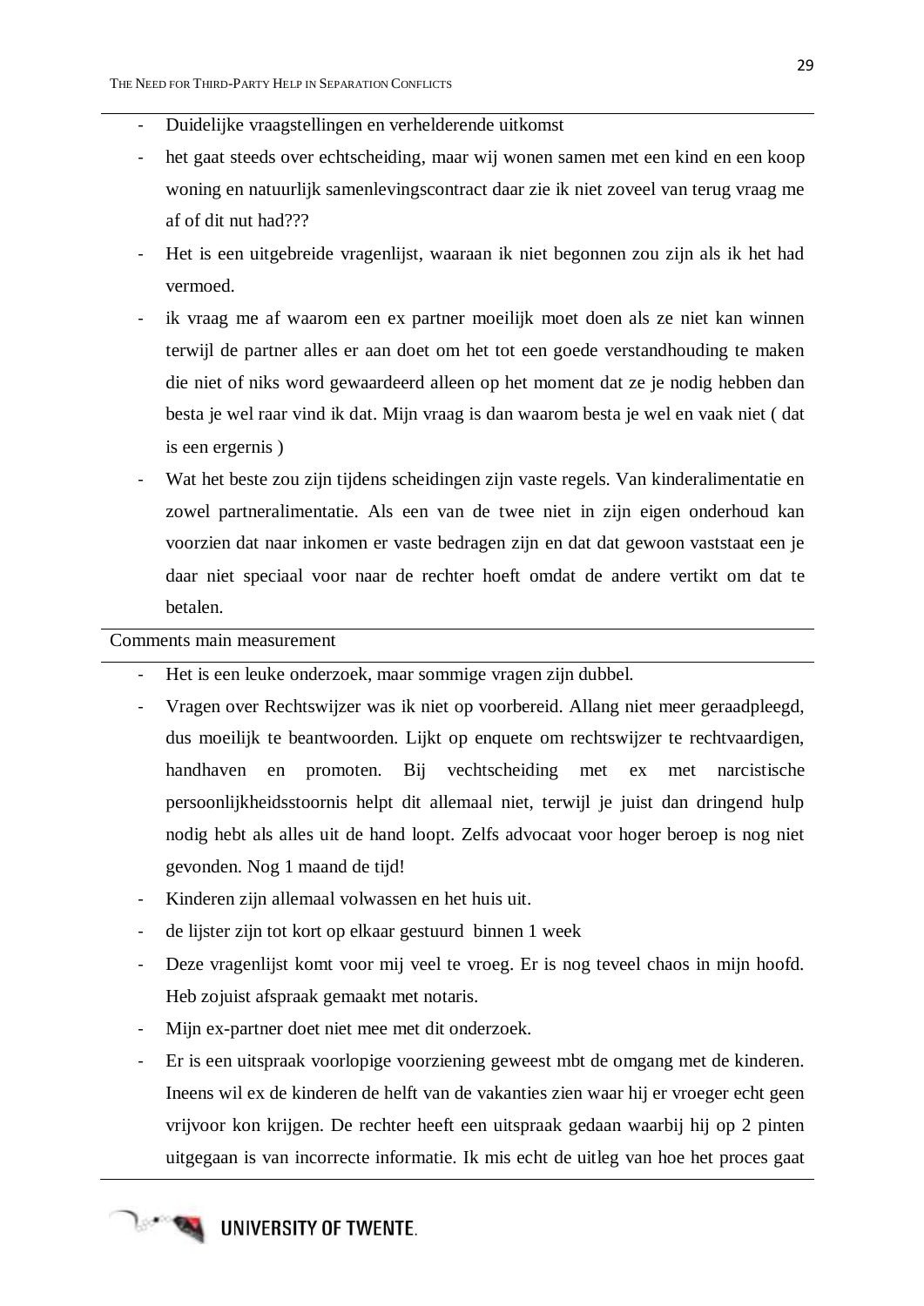- Duidelijke vraagstellingen en verhelderende uitkomst
- het gaat steeds over echtscheiding, maar wij wonen samen met een kind en een koop woning en natuurlijk samenlevingscontract daar zie ik niet zoveel van terug vraag me af of dit nut had???
- Het is een uitgebreide vragenlijst, waaraan ik niet begonnen zou zijn als ik het had vermoed.
- ik vraag me af waarom een ex partner moeilijk moet doen als ze niet kan winnen terwijl de partner alles er aan doet om het tot een goede verstandhouding te maken die niet of niks word gewaardeerd alleen op het moment dat ze je nodig hebben dan besta je wel raar vind ik dat. Mijn vraag is dan waarom besta je wel en vaak niet ( dat is een ergernis )
- Wat het beste zou zijn tijdens scheidingen zijn vaste regels. Van kinderalimentatie en zowel partneralimentatie. Als een van de twee niet in zijn eigen onderhoud kan voorzien dat naar inkomen er vaste bedragen zijn en dat dat gewoon vaststaat een je daar niet speciaal voor naar de rechter hoeft omdat de andere vertikt om dat te betalen.

Comments main measurement

- Het is een leuke onderzoek, maar sommige vragen zijn dubbel.
- Vragen over Rechtswijzer was ik niet op voorbereid. Allang niet meer geraadpleegd, dus moeilijk te beantwoorden. Lijkt op enquete om rechtswijzer te rechtvaardigen, handhaven en promoten. Bij vechtscheiding met ex met narcistische persoonlijkheidsstoornis helpt dit allemaal niet, terwijl je juist dan dringend hulp nodig hebt als alles uit de hand loopt. Zelfs advocaat voor hoger beroep is nog niet gevonden. Nog 1 maand de tijd!
- Kinderen zijn allemaal volwassen en het huis uit.
- de lijster zijn tot kort op elkaar gestuurd binnen 1 week
- Deze vragenlijst komt voor mij veel te vroeg. Er is nog teveel chaos in mijn hoofd. Heb zojuist afspraak gemaakt met notaris.
- Mijn ex-partner doet niet mee met dit onderzoek.
- Er is een uitspraak voorlopige voorziening geweest mbt de omgang met de kinderen. Ineens wil ex de kinderen de helft van de vakanties zien waar hij er vroeger echt geen vrijvoor kon krijgen. De rechter heeft een uitspraak gedaan waarbij hij op 2 pinten uitgegaan is van incorrecte informatie. Ik mis echt de uitleg van hoe het proces gaat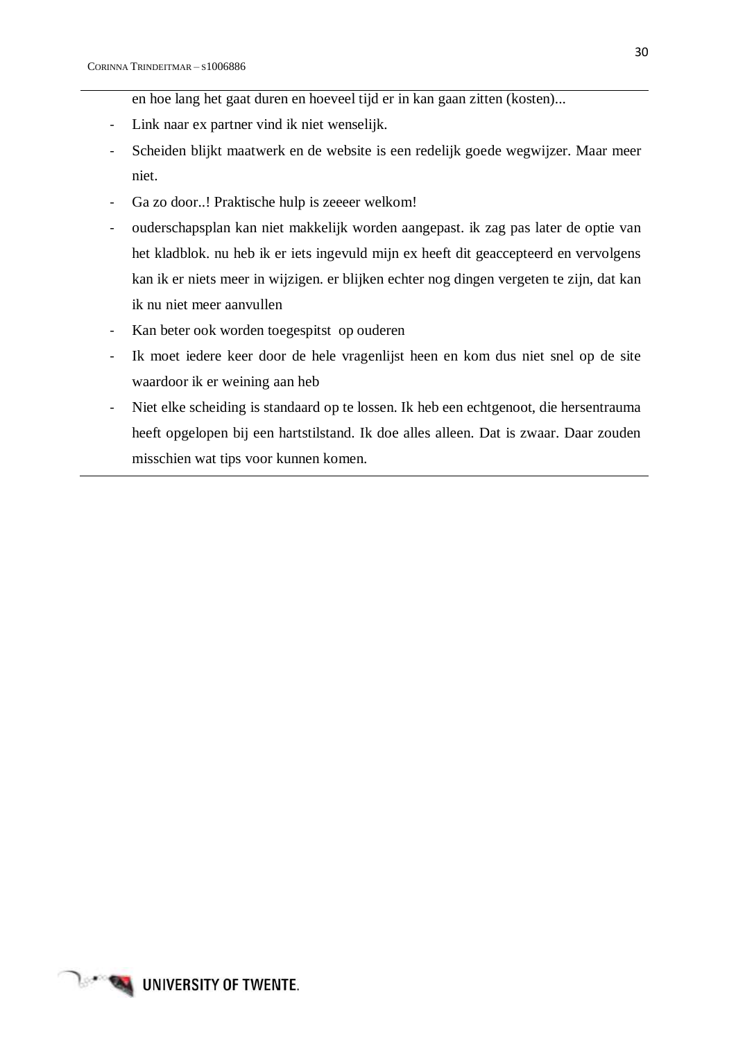en hoe lang het gaat duren en hoeveel tijd er in kan gaan zitten (kosten)...

- Link naar ex partner vind ik niet wenselijk.
- Scheiden blijkt maatwerk en de website is een redelijk goede wegwijzer. Maar meer niet.
- Ga zo door..! Praktische hulp is zeeeer welkom!
- ouderschapsplan kan niet makkelijk worden aangepast. ik zag pas later de optie van het kladblok. nu heb ik er iets ingevuld mijn ex heeft dit geaccepteerd en vervolgens kan ik er niets meer in wijzigen. er blijken echter nog dingen vergeten te zijn, dat kan ik nu niet meer aanvullen
- Kan beter ook worden toegespitst op ouderen
- Ik moet iedere keer door de hele vragenlijst heen en kom dus niet snel op de site waardoor ik er weining aan heb
- Niet elke scheiding is standaard op te lossen. Ik heb een echtgenoot, die hersentrauma heeft opgelopen bij een hartstilstand. Ik doe alles alleen. Dat is zwaar. Daar zouden misschien wat tips voor kunnen komen.